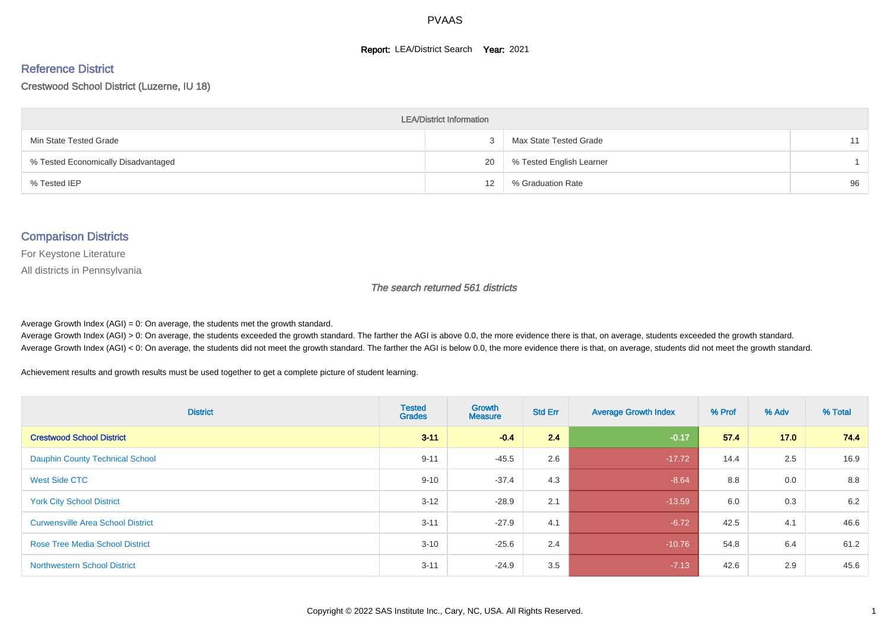PVAAS

**Report:** LEA/District Search **Year:** 2021

## Reference District

Crestwood School District (Luzerne, IU 18)

| LEA/District Information | | | |
|---|---|---|---|
| Min State Tested Grade | 3 | Max State Tested Grade | 11 |
| % Tested Economically Disadvantaged | 20 | % Tested English Learner | 1 |
| % Tested IEP | 12 | % Graduation Rate | 96 |

## Comparison Districts

For Keystone Literature

All districts in Pennsylvania

*The search returned 561 districts*

Average Growth Index (AGI) = 0: On average, the students met the growth standard.
Average Growth Index (AGI) > 0: On average, the students exceeded the growth standard. The farther the AGI is above 0.0, the more evidence there is that, on average, students exceeded the growth standard.
Average Growth Index (AGI) < 0: On average, the students did not meet the growth standard. The farther the AGI is below 0.0, the more evidence there is that, on average, students did not meet the growth standard.

Achievement results and growth results must be used together to get a complete picture of student learning.

| District | Tested Grades | Growth Measure | Std Err | Average Growth Index | % Prof | % Adv | % Total |
|---|---|---|---|---|---|---|---|
| **Crestwood School District** | **3-11** | **-0.4** | **2.4** | **-0.17** | **57.4** | **17.0** | **74.4** |
| Dauphin County Technical School | 9-11 | -45.5 | 2.6 | -17.72 | 14.4 | 2.5 | 16.9 |
| West Side CTC | 9-10 | -37.4 | 4.3 | -8.64 | 8.8 | 0.0 | 8.8 |
| York City School District | 3-12 | -28.9 | 2.1 | -13.59 | 6.0 | 0.3 | 6.2 |
| Curwensville Area School District | 3-11 | -27.9 | 4.1 | -6.72 | 42.5 | 4.1 | 46.6 |
| Rose Tree Media School District | 3-10 | -25.6 | 2.4 | -10.76 | 54.8 | 6.4 | 61.2 |
| Northwestern School District | 3-11 | -24.9 | 3.5 | -7.13 | 42.6 | 2.9 | 45.6 |

Copyright © 2022 SAS Institute Inc., Cary, NC, USA. All Rights Reserved.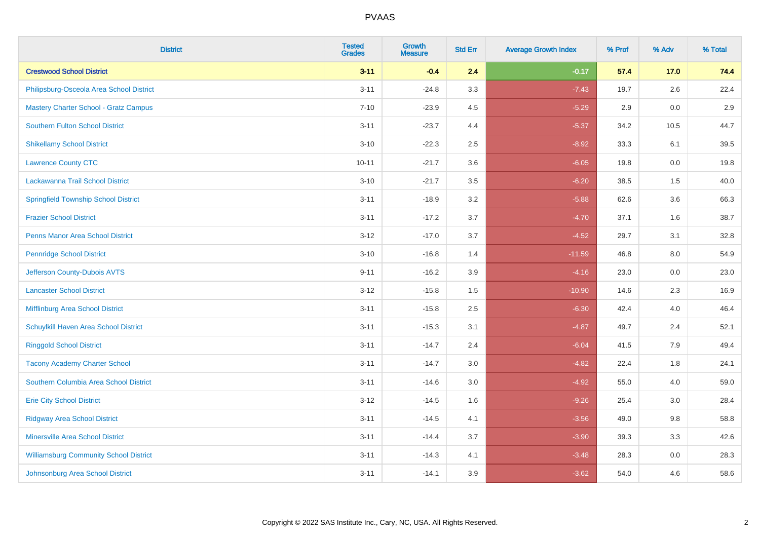| District | Tested Grades | Growth Measure | Std Err | Average Growth Index | % Prof | % Adv | % Total |
|---|---|---|---|---|---|---|---|
| **Crestwood School District** | **3-11** | **-0.4** | **2.4** | **-0.17** | **57.4** | **17.0** | **74.4** |
| Philipsburg-Osceola Area School District | 3-11 | -24.8 | 3.3 | -7.43 | 19.7 | 2.6 | 22.4 |
| Mastery Charter School - Gratz Campus | 7-10 | -23.9 | 4.5 | -5.29 | 2.9 | 0.0 | 2.9 |
| Southern Fulton School District | 3-11 | -23.7 | 4.4 | -5.37 | 34.2 | 10.5 | 44.7 |
| Shikellamy School District | 3-10 | -22.3 | 2.5 | -8.92 | 33.3 | 6.1 | 39.5 |
| Lawrence County CTC | 10-11 | -21.7 | 3.6 | -6.05 | 19.8 | 0.0 | 19.8 |
| Lackawanna Trail School District | 3-10 | -21.7 | 3.5 | -6.20 | 38.5 | 1.5 | 40.0 |
| Springfield Township School District | 3-11 | -18.9 | 3.2 | -5.88 | 62.6 | 3.6 | 66.3 |
| Frazier School District | 3-11 | -17.2 | 3.7 | -4.70 | 37.1 | 1.6 | 38.7 |
| Penns Manor Area School District | 3-12 | -17.0 | 3.7 | -4.52 | 29.7 | 3.1 | 32.8 |
| Pennridge School District | 3-10 | -16.8 | 1.4 | -11.59 | 46.8 | 8.0 | 54.9 |
| Jefferson County-Dubois AVTS | 9-11 | -16.2 | 3.9 | -4.16 | 23.0 | 0.0 | 23.0 |
| Lancaster School District | 3-12 | -15.8 | 1.5 | -10.90 | 14.6 | 2.3 | 16.9 |
| Mifflinburg Area School District | 3-11 | -15.8 | 2.5 | -6.30 | 42.4 | 4.0 | 46.4 |
| Schuylkill Haven Area School District | 3-11 | -15.3 | 3.1 | -4.87 | 49.7 | 2.4 | 52.1 |
| Ringgold School District | 3-11 | -14.7 | 2.4 | -6.04 | 41.5 | 7.9 | 49.4 |
| Tacony Academy Charter School | 3-11 | -14.7 | 3.0 | -4.82 | 22.4 | 1.8 | 24.1 |
| Southern Columbia Area School District | 3-11 | -14.6 | 3.0 | -4.92 | 55.0 | 4.0 | 59.0 |
| Erie City School District | 3-12 | -14.5 | 1.6 | -9.26 | 25.4 | 3.0 | 28.4 |
| Ridgway Area School District | 3-11 | -14.5 | 4.1 | -3.56 | 49.0 | 9.8 | 58.8 |
| Minersville Area School District | 3-11 | -14.4 | 3.7 | -3.90 | 39.3 | 3.3 | 42.6 |
| Williamsburg Community School District | 3-11 | -14.3 | 4.1 | -3.48 | 28.3 | 0.0 | 28.3 |
| Johnsonburg Area School District | 3-11 | -14.1 | 3.9 | -3.62 | 54.0 | 4.6 | 58.6 |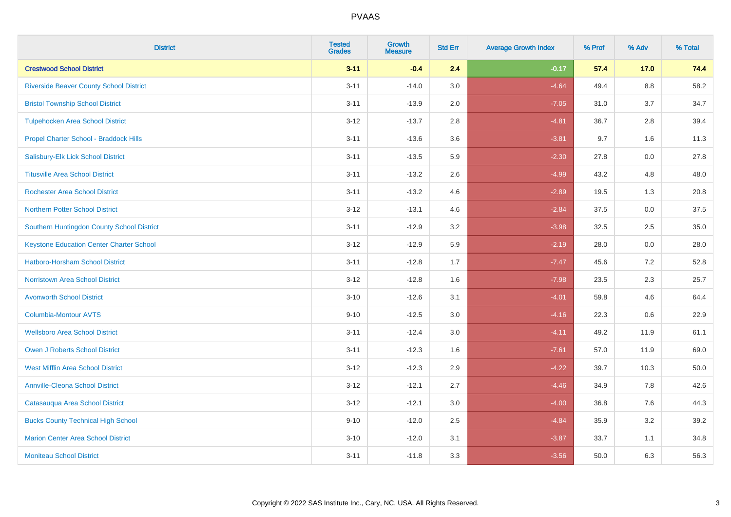| District | Tested Grades | Growth Measure | Std Err | Average Growth Index | % Prof | % Adv | % Total |
|---|---|---|---|---|---|---|---|
| **Crestwood School District** | **3-11** | **-0.4** | **2.4** | **-0.17** | **57.4** | **17.0** | **74.4** |
| Riverside Beaver County School District | 3-11 | -14.0 | 3.0 | -4.64 | 49.4 | 8.8 | 58.2 |
| Bristol Township School District | 3-11 | -13.9 | 2.0 | -7.05 | 31.0 | 3.7 | 34.7 |
| Tulpehocken Area School District | 3-12 | -13.7 | 2.8 | -4.81 | 36.7 | 2.8 | 39.4 |
| Propel Charter School - Braddock Hills | 3-11 | -13.6 | 3.6 | -3.81 | 9.7 | 1.6 | 11.3 |
| Salisbury-Elk Lick School District | 3-11 | -13.5 | 5.9 | -2.30 | 27.8 | 0.0 | 27.8 |
| Titusville Area School District | 3-11 | -13.2 | 2.6 | -4.99 | 43.2 | 4.8 | 48.0 |
| Rochester Area School District | 3-11 | -13.2 | 4.6 | -2.89 | 19.5 | 1.3 | 20.8 |
| Northern Potter School District | 3-12 | -13.1 | 4.6 | -2.84 | 37.5 | 0.0 | 37.5 |
| Southern Huntingdon County School District | 3-11 | -12.9 | 3.2 | -3.98 | 32.5 | 2.5 | 35.0 |
| Keystone Education Center Charter School | 3-12 | -12.9 | 5.9 | -2.19 | 28.0 | 0.0 | 28.0 |
| Hatboro-Horsham School District | 3-11 | -12.8 | 1.7 | -7.47 | 45.6 | 7.2 | 52.8 |
| Norristown Area School District | 3-12 | -12.8 | 1.6 | -7.98 | 23.5 | 2.3 | 25.7 |
| Avonworth School District | 3-10 | -12.6 | 3.1 | -4.01 | 59.8 | 4.6 | 64.4 |
| Columbia-Montour AVTS | 9-10 | -12.5 | 3.0 | -4.16 | 22.3 | 0.6 | 22.9 |
| Wellsboro Area School District | 3-11 | -12.4 | 3.0 | -4.11 | 49.2 | 11.9 | 61.1 |
| Owen J Roberts School District | 3-11 | -12.3 | 1.6 | -7.61 | 57.0 | 11.9 | 69.0 |
| West Mifflin Area School District | 3-12 | -12.3 | 2.9 | -4.22 | 39.7 | 10.3 | 50.0 |
| Annville-Cleona School District | 3-12 | -12.1 | 2.7 | -4.46 | 34.9 | 7.8 | 42.6 |
| Catasauqua Area School District | 3-12 | -12.1 | 3.0 | -4.00 | 36.8 | 7.6 | 44.3 |
| Bucks County Technical High School | 9-10 | -12.0 | 2.5 | -4.84 | 35.9 | 3.2 | 39.2 |
| Marion Center Area School District | 3-10 | -12.0 | 3.1 | -3.87 | 33.7 | 1.1 | 34.8 |
| Moniteau School District | 3-11 | -11.8 | 3.3 | -3.56 | 50.0 | 6.3 | 56.3 |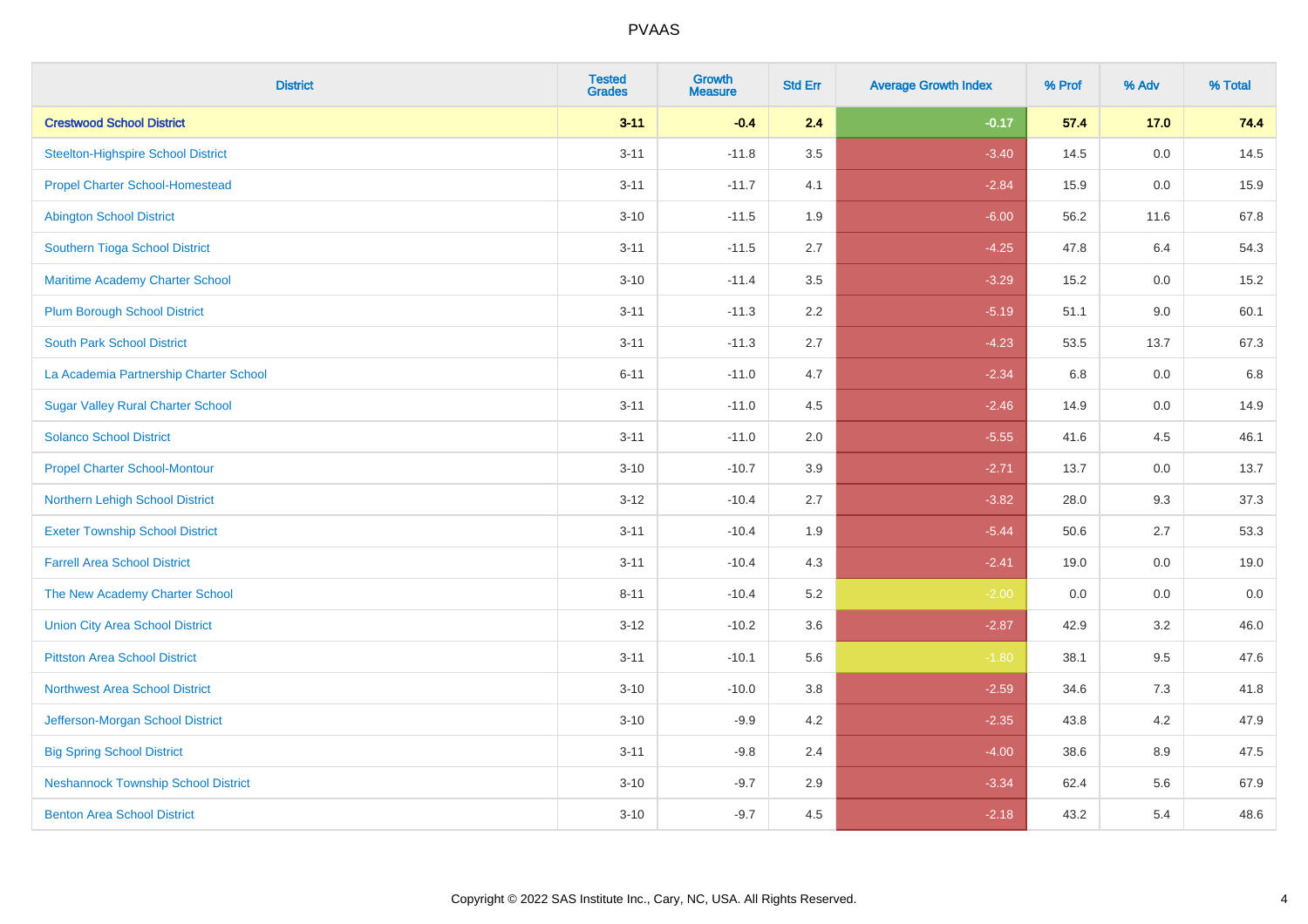# PVAAS

| District | Tested Grades | Growth Measure | Std Err | Average Growth Index | % Prof | % Adv | % Total |
|---|---|---|---|---|---|---|---|
| **Crestwood School District** | **3-11** | **-0.4** | **2.4** | **-0.17** | **57.4** | **17.0** | **74.4** |
| Steelton-Highspire School District | 3-11 | -11.8 | 3.5 | -3.40 | 14.5 | 0.0 | 14.5 |
| Propel Charter School-Homestead | 3-11 | -11.7 | 4.1 | -2.84 | 15.9 | 0.0 | 15.9 |
| Abington School District | 3-10 | -11.5 | 1.9 | -6.00 | 56.2 | 11.6 | 67.8 |
| Southern Tioga School District | 3-11 | -11.5 | 2.7 | -4.25 | 47.8 | 6.4 | 54.3 |
| Maritime Academy Charter School | 3-10 | -11.4 | 3.5 | -3.29 | 15.2 | 0.0 | 15.2 |
| Plum Borough School District | 3-11 | -11.3 | 2.2 | -5.19 | 51.1 | 9.0 | 60.1 |
| South Park School District | 3-11 | -11.3 | 2.7 | -4.23 | 53.5 | 13.7 | 67.3 |
| La Academia Partnership Charter School | 6-11 | -11.0 | 4.7 | -2.34 | 6.8 | 0.0 | 6.8 |
| Sugar Valley Rural Charter School | 3-11 | -11.0 | 4.5 | -2.46 | 14.9 | 0.0 | 14.9 |
| Solanco School District | 3-11 | -11.0 | 2.0 | -5.55 | 41.6 | 4.5 | 46.1 |
| Propel Charter School-Montour | 3-10 | -10.7 | 3.9 | -2.71 | 13.7 | 0.0 | 13.7 |
| Northern Lehigh School District | 3-12 | -10.4 | 2.7 | -3.82 | 28.0 | 9.3 | 37.3 |
| Exeter Township School District | 3-11 | -10.4 | 1.9 | -5.44 | 50.6 | 2.7 | 53.3 |
| Farrell Area School District | 3-11 | -10.4 | 4.3 | -2.41 | 19.0 | 0.0 | 19.0 |
| The New Academy Charter School | 8-11 | -10.4 | 5.2 | -2.00 | 0.0 | 0.0 | 0.0 |
| Union City Area School District | 3-12 | -10.2 | 3.6 | -2.87 | 42.9 | 3.2 | 46.0 |
| Pittston Area School District | 3-11 | -10.1 | 5.6 | -1.80 | 38.1 | 9.5 | 47.6 |
| Northwest Area School District | 3-10 | -10.0 | 3.8 | -2.59 | 34.6 | 7.3 | 41.8 |
| Jefferson-Morgan School District | 3-10 | -9.9 | 4.2 | -2.35 | 43.8 | 4.2 | 47.9 |
| Big Spring School District | 3-11 | -9.8 | 2.4 | -4.00 | 38.6 | 8.9 | 47.5 |
| Neshannock Township School District | 3-10 | -9.7 | 2.9 | -3.34 | 62.4 | 5.6 | 67.9 |
| Benton Area School District | 3-10 | -9.7 | 4.5 | -2.18 | 43.2 | 5.4 | 48.6 |

Copyright © 2022 SAS Institute Inc., Cary, NC, USA. All Rights Reserved.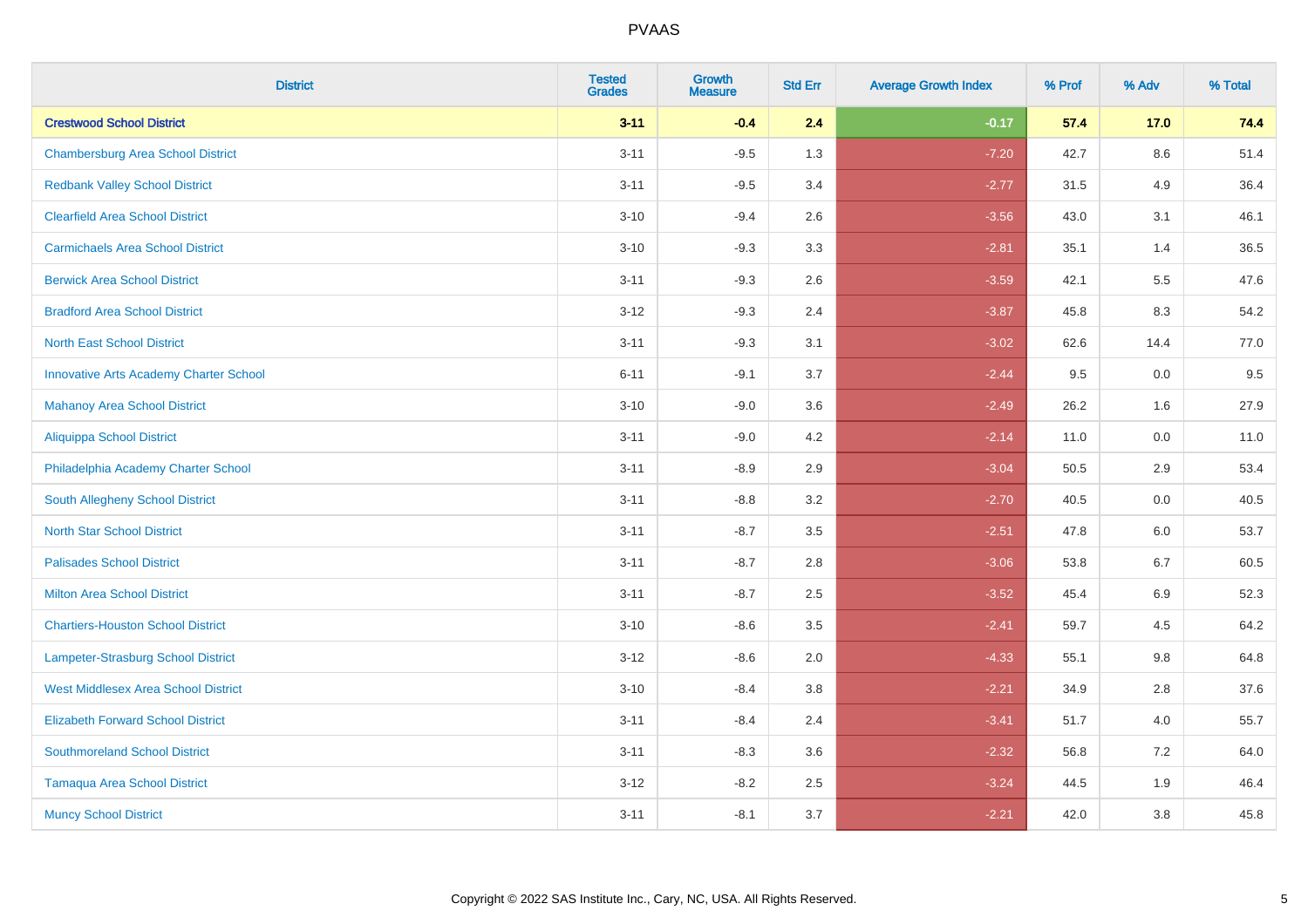# PVAAS

| District | Tested Grades | Growth Measure | Std Err | Average Growth Index | % Prof | % Adv | % Total |
|---|---|---|---|---|---|---|---|
| **Crestwood School District** | **3-11** | **-0.4** | **2.4** | **-0.17** | **57.4** | **17.0** | **74.4** |
| Chambersburg Area School District | 3-11 | -9.5 | 1.3 | -7.20 | 42.7 | 8.6 | 51.4 |
| Redbank Valley School District | 3-11 | -9.5 | 3.4 | -2.77 | 31.5 | 4.9 | 36.4 |
| Clearfield Area School District | 3-10 | -9.4 | 2.6 | -3.56 | 43.0 | 3.1 | 46.1 |
| Carmichaels Area School District | 3-10 | -9.3 | 3.3 | -2.81 | 35.1 | 1.4 | 36.5 |
| Berwick Area School District | 3-11 | -9.3 | 2.6 | -3.59 | 42.1 | 5.5 | 47.6 |
| Bradford Area School District | 3-12 | -9.3 | 2.4 | -3.87 | 45.8 | 8.3 | 54.2 |
| North East School District | 3-11 | -9.3 | 3.1 | -3.02 | 62.6 | 14.4 | 77.0 |
| Innovative Arts Academy Charter School | 6-11 | -9.1 | 3.7 | -2.44 | 9.5 | 0.0 | 9.5 |
| Mahanoy Area School District | 3-10 | -9.0 | 3.6 | -2.49 | 26.2 | 1.6 | 27.9 |
| Aliquippa School District | 3-11 | -9.0 | 4.2 | -2.14 | 11.0 | 0.0 | 11.0 |
| Philadelphia Academy Charter School | 3-11 | -8.9 | 2.9 | -3.04 | 50.5 | 2.9 | 53.4 |
| South Allegheny School District | 3-11 | -8.8 | 3.2 | -2.70 | 40.5 | 0.0 | 40.5 |
| North Star School District | 3-11 | -8.7 | 3.5 | -2.51 | 47.8 | 6.0 | 53.7 |
| Palisades School District | 3-11 | -8.7 | 2.8 | -3.06 | 53.8 | 6.7 | 60.5 |
| Milton Area School District | 3-11 | -8.7 | 2.5 | -3.52 | 45.4 | 6.9 | 52.3 |
| Chartiers-Houston School District | 3-10 | -8.6 | 3.5 | -2.41 | 59.7 | 4.5 | 64.2 |
| Lampeter-Strasburg School District | 3-12 | -8.6 | 2.0 | -4.33 | 55.1 | 9.8 | 64.8 |
| West Middlesex Area School District | 3-10 | -8.4 | 3.8 | -2.21 | 34.9 | 2.8 | 37.6 |
| Elizabeth Forward School District | 3-11 | -8.4 | 2.4 | -3.41 | 51.7 | 4.0 | 55.7 |
| Southmoreland School District | 3-11 | -8.3 | 3.6 | -2.32 | 56.8 | 7.2 | 64.0 |
| Tamaqua Area School District | 3-12 | -8.2 | 2.5 | -3.24 | 44.5 | 1.9 | 46.4 |
| Muncy School District | 3-11 | -8.1 | 3.7 | -2.21 | 42.0 | 3.8 | 45.8 |

Copyright © 2022 SAS Institute Inc., Cary, NC, USA. All Rights Reserved.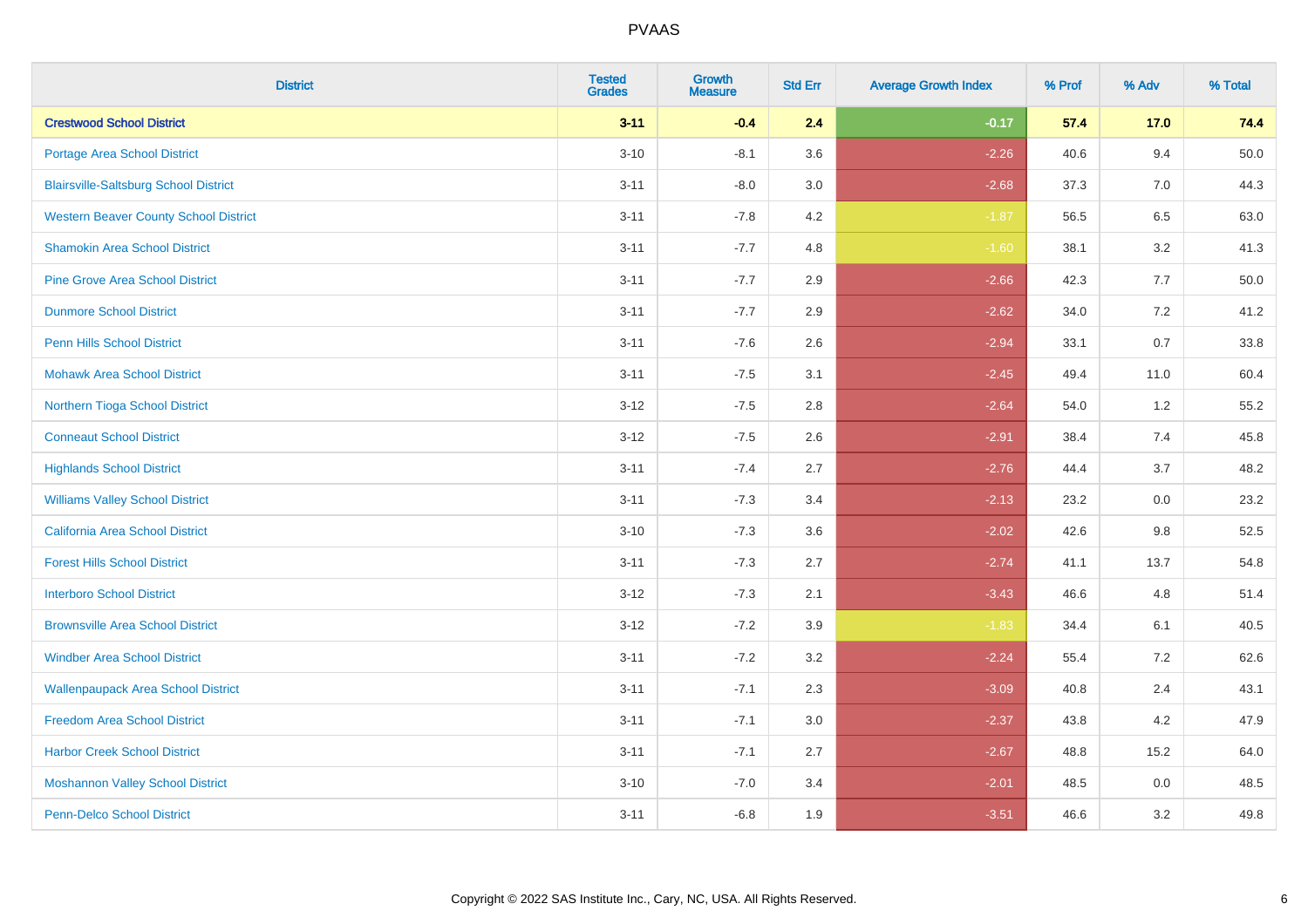# PVAAS

| District | Tested Grades | Growth Measure | Std Err | Average Growth Index | % Prof | % Adv | % Total |
|---|---|---|---|---|---|---|---|
| **Crestwood School District** | **3-11** | **-0.4** | **2.4** | **-0.17** | **57.4** | **17.0** | **74.4** |
| Portage Area School District | 3-10 | -8.1 | 3.6 | -2.26 | 40.6 | 9.4 | 50.0 |
| Blairsville-Saltsburg School District | 3-11 | -8.0 | 3.0 | -2.68 | 37.3 | 7.0 | 44.3 |
| Western Beaver County School District | 3-11 | -7.8 | 4.2 | -1.87 | 56.5 | 6.5 | 63.0 |
| Shamokin Area School District | 3-11 | -7.7 | 4.8 | -1.60 | 38.1 | 3.2 | 41.3 |
| Pine Grove Area School District | 3-11 | -7.7 | 2.9 | -2.66 | 42.3 | 7.7 | 50.0 |
| Dunmore School District | 3-11 | -7.7 | 2.9 | -2.62 | 34.0 | 7.2 | 41.2 |
| Penn Hills School District | 3-11 | -7.6 | 2.6 | -2.94 | 33.1 | 0.7 | 33.8 |
| Mohawk Area School District | 3-11 | -7.5 | 3.1 | -2.45 | 49.4 | 11.0 | 60.4 |
| Northern Tioga School District | 3-12 | -7.5 | 2.8 | -2.64 | 54.0 | 1.2 | 55.2 |
| Conneaut School District | 3-12 | -7.5 | 2.6 | -2.91 | 38.4 | 7.4 | 45.8 |
| Highlands School District | 3-11 | -7.4 | 2.7 | -2.76 | 44.4 | 3.7 | 48.2 |
| Williams Valley School District | 3-11 | -7.3 | 3.4 | -2.13 | 23.2 | 0.0 | 23.2 |
| California Area School District | 3-10 | -7.3 | 3.6 | -2.02 | 42.6 | 9.8 | 52.5 |
| Forest Hills School District | 3-11 | -7.3 | 2.7 | -2.74 | 41.1 | 13.7 | 54.8 |
| Interboro School District | 3-12 | -7.3 | 2.1 | -3.43 | 46.6 | 4.8 | 51.4 |
| Brownsville Area School District | 3-12 | -7.2 | 3.9 | -1.83 | 34.4 | 6.1 | 40.5 |
| Windber Area School District | 3-11 | -7.2 | 3.2 | -2.24 | 55.4 | 7.2 | 62.6 |
| Wallenpaupack Area School District | 3-11 | -7.1 | 2.3 | -3.09 | 40.8 | 2.4 | 43.1 |
| Freedom Area School District | 3-11 | -7.1 | 3.0 | -2.37 | 43.8 | 4.2 | 47.9 |
| Harbor Creek School District | 3-11 | -7.1 | 2.7 | -2.67 | 48.8 | 15.2 | 64.0 |
| Moshannon Valley School District | 3-10 | -7.0 | 3.4 | -2.01 | 48.5 | 0.0 | 48.5 |
| Penn-Delco School District | 3-11 | -6.8 | 1.9 | -3.51 | 46.6 | 3.2 | 49.8 |

Copyright © 2022 SAS Institute Inc., Cary, NC, USA. All Rights Reserved.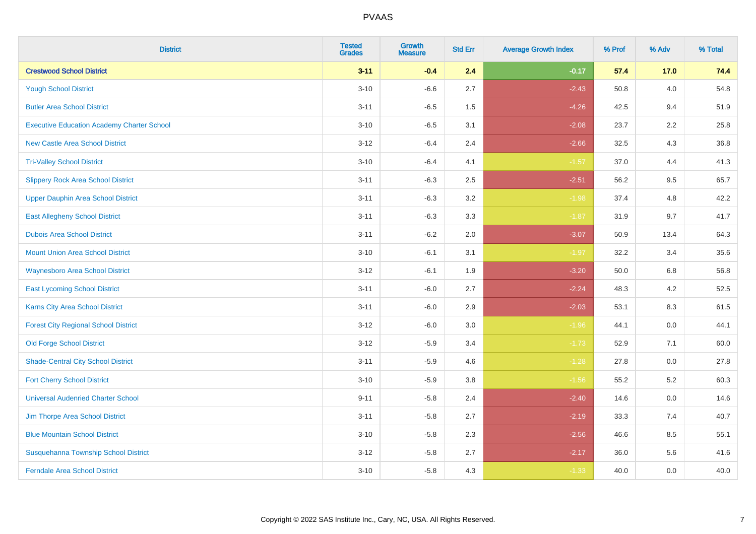| District | Tested Grades | Growth Measure | Std Err | Average Growth Index | % Prof | % Adv | % Total |
|---|---|---|---|---|---|---|---|
| **Crestwood School District** | **3-11** | **-0.4** | **2.4** | **-0.17** | **57.4** | **17.0** | **74.4** |
| Yough School District | 3-10 | -6.6 | 2.7 | -2.43 | 50.8 | 4.0 | 54.8 |
| Butler Area School District | 3-11 | -6.5 | 1.5 | -4.26 | 42.5 | 9.4 | 51.9 |
| Executive Education Academy Charter School | 3-10 | -6.5 | 3.1 | -2.08 | 23.7 | 2.2 | 25.8 |
| New Castle Area School District | 3-12 | -6.4 | 2.4 | -2.66 | 32.5 | 4.3 | 36.8 |
| Tri-Valley School District | 3-10 | -6.4 | 4.1 | -1.57 | 37.0 | 4.4 | 41.3 |
| Slippery Rock Area School District | 3-11 | -6.3 | 2.5 | -2.51 | 56.2 | 9.5 | 65.7 |
| Upper Dauphin Area School District | 3-11 | -6.3 | 3.2 | -1.98 | 37.4 | 4.8 | 42.2 |
| East Allegheny School District | 3-11 | -6.3 | 3.3 | -1.87 | 31.9 | 9.7 | 41.7 |
| Dubois Area School District | 3-11 | -6.2 | 2.0 | -3.07 | 50.9 | 13.4 | 64.3 |
| Mount Union Area School District | 3-10 | -6.1 | 3.1 | -1.97 | 32.2 | 3.4 | 35.6 |
| Waynesboro Area School District | 3-12 | -6.1 | 1.9 | -3.20 | 50.0 | 6.8 | 56.8 |
| East Lycoming School District | 3-11 | -6.0 | 2.7 | -2.24 | 48.3 | 4.2 | 52.5 |
| Karns City Area School District | 3-11 | -6.0 | 2.9 | -2.03 | 53.1 | 8.3 | 61.5 |
| Forest City Regional School District | 3-12 | -6.0 | 3.0 | -1.96 | 44.1 | 0.0 | 44.1 |
| Old Forge School District | 3-12 | -5.9 | 3.4 | -1.73 | 52.9 | 7.1 | 60.0 |
| Shade-Central City School District | 3-11 | -5.9 | 4.6 | -1.28 | 27.8 | 0.0 | 27.8 |
| Fort Cherry School District | 3-10 | -5.9 | 3.8 | -1.56 | 55.2 | 5.2 | 60.3 |
| Universal Audenried Charter School | 9-11 | -5.8 | 2.4 | -2.40 | 14.6 | 0.0 | 14.6 |
| Jim Thorpe Area School District | 3-11 | -5.8 | 2.7 | -2.19 | 33.3 | 7.4 | 40.7 |
| Blue Mountain School District | 3-10 | -5.8 | 2.3 | -2.56 | 46.6 | 8.5 | 55.1 |
| Susquehanna Township School District | 3-12 | -5.8 | 2.7 | -2.17 | 36.0 | 5.6 | 41.6 |
| Ferndale Area School District | 3-10 | -5.8 | 4.3 | -1.33 | 40.0 | 0.0 | 40.0 |

Copyright © 2022 SAS Institute Inc., Cary, NC, USA. All Rights Reserved.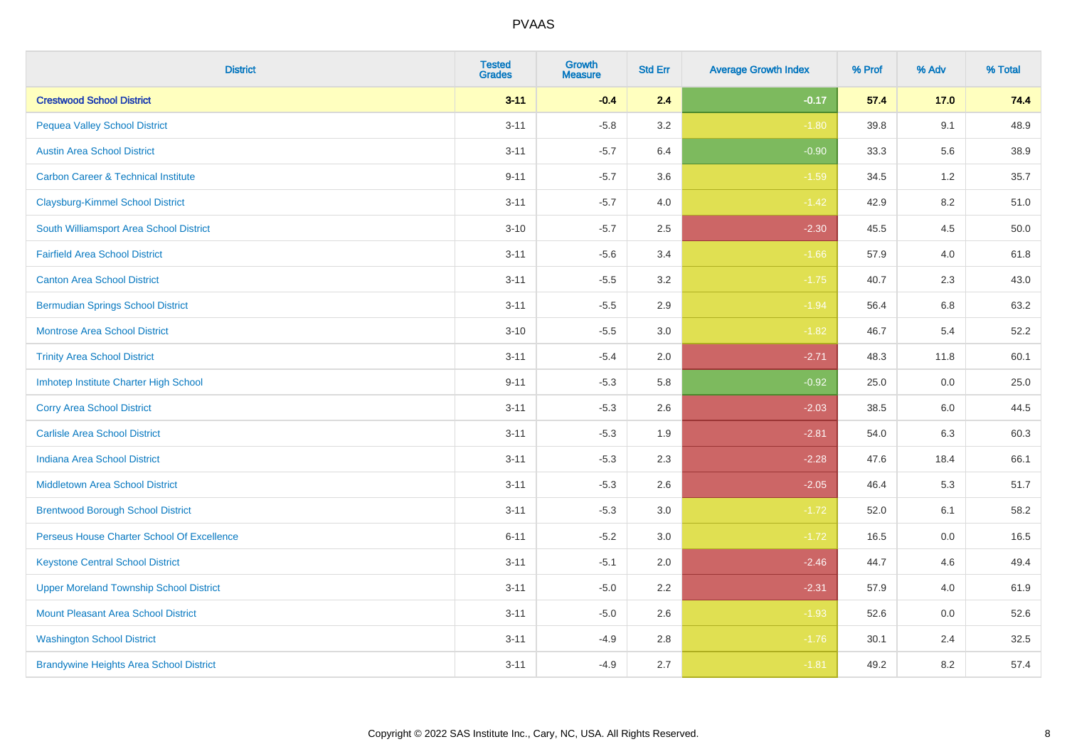# PVAAS

| District | Tested Grades | Growth Measure | Std Err | Average Growth Index | % Prof | % Adv | % Total |
|---|---|---|---|---|---|---|---|
| **Crestwood School District** | **3-11** | **-0.4** | **2.4** | **-0.17** | **57.4** | **17.0** | **74.4** |
| Pequea Valley School District | 3-11 | -5.8 | 3.2 | -1.80 | 39.8 | 9.1 | 48.9 |
| Austin Area School District | 3-11 | -5.7 | 6.4 | -0.90 | 33.3 | 5.6 | 38.9 |
| Carbon Career & Technical Institute | 9-11 | -5.7 | 3.6 | -1.59 | 34.5 | 1.2 | 35.7 |
| Claysburg-Kimmel School District | 3-11 | -5.7 | 4.0 | -1.42 | 42.9 | 8.2 | 51.0 |
| South Williamsport Area School District | 3-10 | -5.7 | 2.5 | -2.30 | 45.5 | 4.5 | 50.0 |
| Fairfield Area School District | 3-11 | -5.6 | 3.4 | -1.66 | 57.9 | 4.0 | 61.8 |
| Canton Area School District | 3-11 | -5.5 | 3.2 | -1.75 | 40.7 | 2.3 | 43.0 |
| Bermudian Springs School District | 3-11 | -5.5 | 2.9 | -1.94 | 56.4 | 6.8 | 63.2 |
| Montrose Area School District | 3-10 | -5.5 | 3.0 | -1.82 | 46.7 | 5.4 | 52.2 |
| Trinity Area School District | 3-11 | -5.4 | 2.0 | -2.71 | 48.3 | 11.8 | 60.1 |
| Imhotep Institute Charter High School | 9-11 | -5.3 | 5.8 | -0.92 | 25.0 | 0.0 | 25.0 |
| Corry Area School District | 3-11 | -5.3 | 2.6 | -2.03 | 38.5 | 6.0 | 44.5 |
| Carlisle Area School District | 3-11 | -5.3 | 1.9 | -2.81 | 54.0 | 6.3 | 60.3 |
| Indiana Area School District | 3-11 | -5.3 | 2.3 | -2.28 | 47.6 | 18.4 | 66.1 |
| Middletown Area School District | 3-11 | -5.3 | 2.6 | -2.05 | 46.4 | 5.3 | 51.7 |
| Brentwood Borough School District | 3-11 | -5.3 | 3.0 | -1.72 | 52.0 | 6.1 | 58.2 |
| Perseus House Charter School Of Excellence | 6-11 | -5.2 | 3.0 | -1.72 | 16.5 | 0.0 | 16.5 |
| Keystone Central School District | 3-11 | -5.1 | 2.0 | -2.46 | 44.7 | 4.6 | 49.4 |
| Upper Moreland Township School District | 3-11 | -5.0 | 2.2 | -2.31 | 57.9 | 4.0 | 61.9 |
| Mount Pleasant Area School District | 3-11 | -5.0 | 2.6 | -1.93 | 52.6 | 0.0 | 52.6 |
| Washington School District | 3-11 | -4.9 | 2.8 | -1.76 | 30.1 | 2.4 | 32.5 |
| Brandywine Heights Area School District | 3-11 | -4.9 | 2.7 | -1.81 | 49.2 | 8.2 | 57.4 |

Copyright © 2022 SAS Institute Inc., Cary, NC, USA. All Rights Reserved.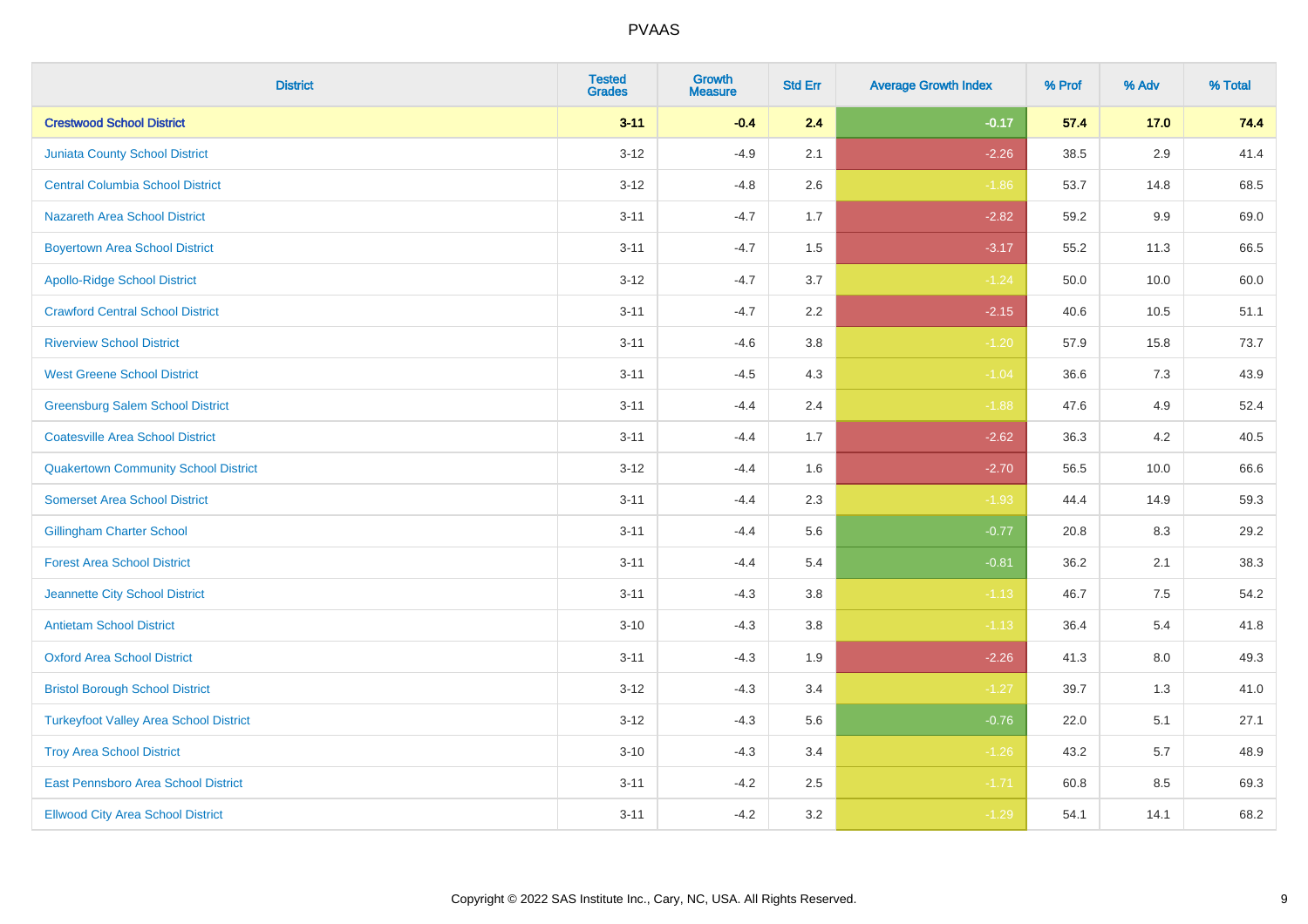| District | Tested Grades | Growth Measure | Std Err | Average Growth Index | % Prof | % Adv | % Total |
|---|---|---|---|---|---|---|---|
| **Crestwood School District** | **3-11** | **-0.4** | **2.4** | **-0.17** | **57.4** | **17.0** | **74.4** |
| Juniata County School District | 3-12 | -4.9 | 2.1 | -2.26 | 38.5 | 2.9 | 41.4 |
| Central Columbia School District | 3-12 | -4.8 | 2.6 | -1.86 | 53.7 | 14.8 | 68.5 |
| Nazareth Area School District | 3-11 | -4.7 | 1.7 | -2.82 | 59.2 | 9.9 | 69.0 |
| Boyertown Area School District | 3-11 | -4.7 | 1.5 | -3.17 | 55.2 | 11.3 | 66.5 |
| Apollo-Ridge School District | 3-12 | -4.7 | 3.7 | -1.24 | 50.0 | 10.0 | 60.0 |
| Crawford Central School District | 3-11 | -4.7 | 2.2 | -2.15 | 40.6 | 10.5 | 51.1 |
| Riverview School District | 3-11 | -4.6 | 3.8 | -1.20 | 57.9 | 15.8 | 73.7 |
| West Greene School District | 3-11 | -4.5 | 4.3 | -1.04 | 36.6 | 7.3 | 43.9 |
| Greensburg Salem School District | 3-11 | -4.4 | 2.4 | -1.88 | 47.6 | 4.9 | 52.4 |
| Coatesville Area School District | 3-11 | -4.4 | 1.7 | -2.62 | 36.3 | 4.2 | 40.5 |
| Quakertown Community School District | 3-12 | -4.4 | 1.6 | -2.70 | 56.5 | 10.0 | 66.6 |
| Somerset Area School District | 3-11 | -4.4 | 2.3 | -1.93 | 44.4 | 14.9 | 59.3 |
| Gillingham Charter School | 3-11 | -4.4 | 5.6 | -0.77 | 20.8 | 8.3 | 29.2 |
| Forest Area School District | 3-11 | -4.4 | 5.4 | -0.81 | 36.2 | 2.1 | 38.3 |
| Jeannette City School District | 3-11 | -4.3 | 3.8 | -1.13 | 46.7 | 7.5 | 54.2 |
| Antietam School District | 3-10 | -4.3 | 3.8 | -1.13 | 36.4 | 5.4 | 41.8 |
| Oxford Area School District | 3-11 | -4.3 | 1.9 | -2.26 | 41.3 | 8.0 | 49.3 |
| Bristol Borough School District | 3-12 | -4.3 | 3.4 | -1.27 | 39.7 | 1.3 | 41.0 |
| Turkeyfoot Valley Area School District | 3-12 | -4.3 | 5.6 | -0.76 | 22.0 | 5.1 | 27.1 |
| Troy Area School District | 3-10 | -4.3 | 3.4 | -1.26 | 43.2 | 5.7 | 48.9 |
| East Pennsboro Area School District | 3-11 | -4.2 | 2.5 | -1.71 | 60.8 | 8.5 | 69.3 |
| Ellwood City Area School District | 3-11 | -4.2 | 3.2 | -1.29 | 54.1 | 14.1 | 68.2 |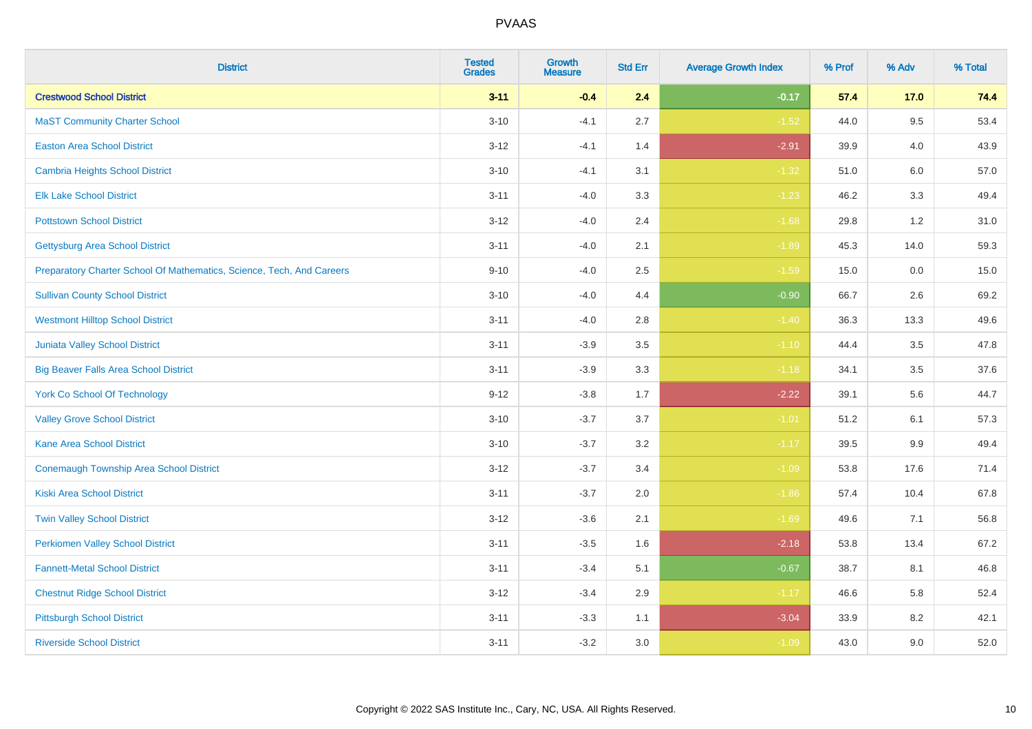# PVAAS

| District | Tested Grades | Growth Measure | Std Err | Average Growth Index | % Prof | % Adv | % Total |
|---|---|---|---|---|---|---|---|
| **Crestwood School District** | **3-11** | **-0.4** | **2.4** | **-0.17** | **57.4** | **17.0** | **74.4** |
| MaST Community Charter School | 3-10 | -4.1 | 2.7 | -1.52 | 44.0 | 9.5 | 53.4 |
| Easton Area School District | 3-12 | -4.1 | 1.4 | -2.91 | 39.9 | 4.0 | 43.9 |
| Cambria Heights School District | 3-10 | -4.1 | 3.1 | -1.32 | 51.0 | 6.0 | 57.0 |
| Elk Lake School District | 3-11 | -4.0 | 3.3 | -1.23 | 46.2 | 3.3 | 49.4 |
| Pottstown School District | 3-12 | -4.0 | 2.4 | -1.68 | 29.8 | 1.2 | 31.0 |
| Gettysburg Area School District | 3-11 | -4.0 | 2.1 | -1.89 | 45.3 | 14.0 | 59.3 |
| Preparatory Charter School Of Mathematics, Science, Tech, And Careers | 9-10 | -4.0 | 2.5 | -1.59 | 15.0 | 0.0 | 15.0 |
| Sullivan County School District | 3-10 | -4.0 | 4.4 | -0.90 | 66.7 | 2.6 | 69.2 |
| Westmont Hilltop School District | 3-11 | -4.0 | 2.8 | -1.40 | 36.3 | 13.3 | 49.6 |
| Juniata Valley School District | 3-11 | -3.9 | 3.5 | -1.10 | 44.4 | 3.5 | 47.8 |
| Big Beaver Falls Area School District | 3-11 | -3.9 | 3.3 | -1.18 | 34.1 | 3.5 | 37.6 |
| York Co School Of Technology | 9-12 | -3.8 | 1.7 | -2.22 | 39.1 | 5.6 | 44.7 |
| Valley Grove School District | 3-10 | -3.7 | 3.7 | -1.01 | 51.2 | 6.1 | 57.3 |
| Kane Area School District | 3-10 | -3.7 | 3.2 | -1.17 | 39.5 | 9.9 | 49.4 |
| Conemaugh Township Area School District | 3-12 | -3.7 | 3.4 | -1.09 | 53.8 | 17.6 | 71.4 |
| Kiski Area School District | 3-11 | -3.7 | 2.0 | -1.86 | 57.4 | 10.4 | 67.8 |
| Twin Valley School District | 3-12 | -3.6 | 2.1 | -1.69 | 49.6 | 7.1 | 56.8 |
| Perkiomen Valley School District | 3-11 | -3.5 | 1.6 | -2.18 | 53.8 | 13.4 | 67.2 |
| Fannett-Metal School District | 3-11 | -3.4 | 5.1 | -0.67 | 38.7 | 8.1 | 46.8 |
| Chestnut Ridge School District | 3-12 | -3.4 | 2.9 | -1.17 | 46.6 | 5.8 | 52.4 |
| Pittsburgh School District | 3-11 | -3.3 | 1.1 | -3.04 | 33.9 | 8.2 | 42.1 |
| Riverside School District | 3-11 | -3.2 | 3.0 | -1.09 | 43.0 | 9.0 | 52.0 |

Copyright © 2022 SAS Institute Inc., Cary, NC, USA. All Rights Reserved.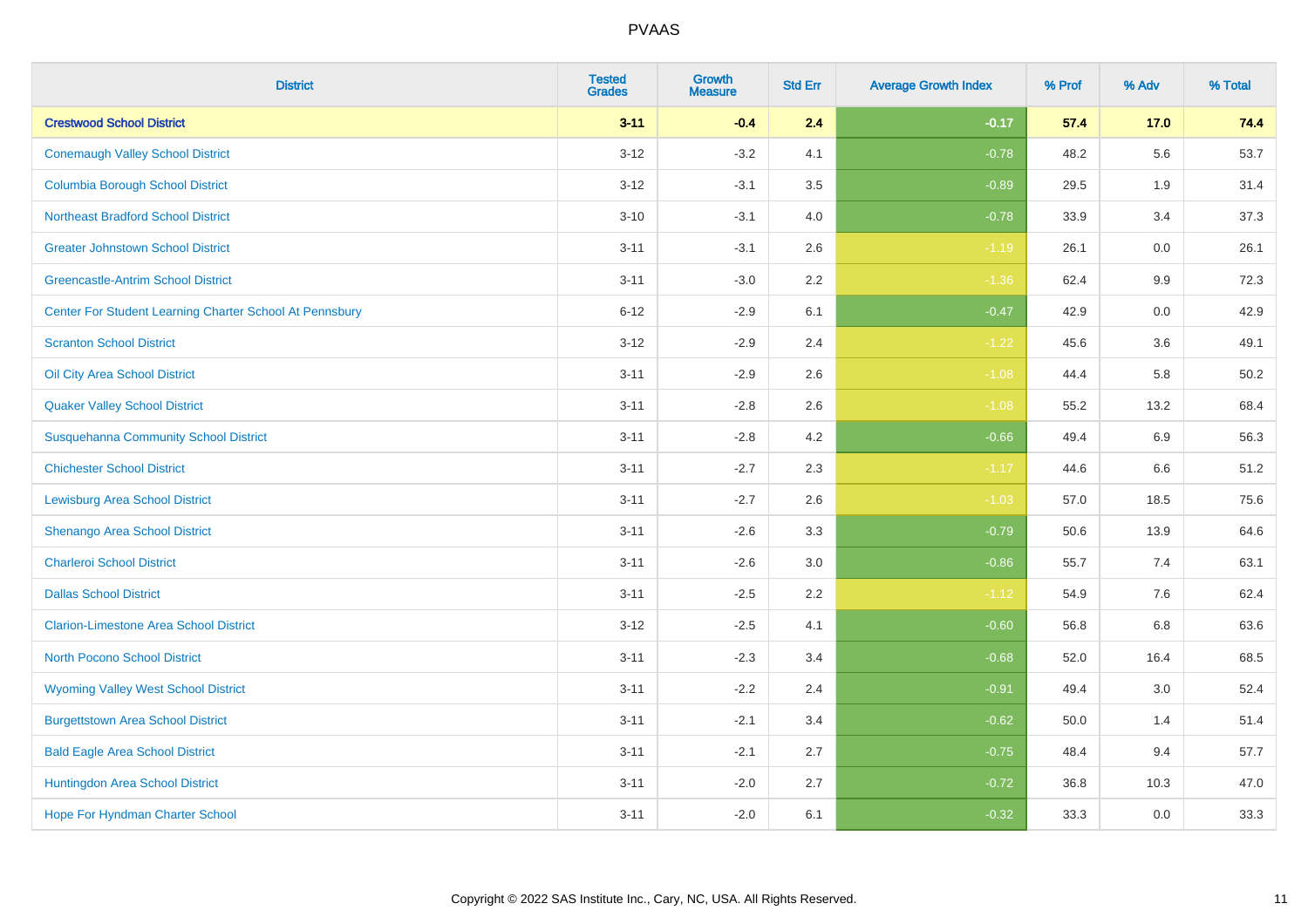| District | Tested Grades | Growth Measure | Std Err | Average Growth Index | % Prof | % Adv | % Total |
|---|---|---|---|---|---|---|---|
| **Crestwood School District** | **3-11** | **-0.4** | **2.4** | **-0.17** | **57.4** | **17.0** | **74.4** |
| Conemaugh Valley School District | 3-12 | -3.2 | 4.1 | -0.78 | 48.2 | 5.6 | 53.7 |
| Columbia Borough School District | 3-12 | -3.1 | 3.5 | -0.89 | 29.5 | 1.9 | 31.4 |
| Northeast Bradford School District | 3-10 | -3.1 | 4.0 | -0.78 | 33.9 | 3.4 | 37.3 |
| Greater Johnstown School District | 3-11 | -3.1 | 2.6 | -1.19 | 26.1 | 0.0 | 26.1 |
| Greencastle-Antrim School District | 3-11 | -3.0 | 2.2 | -1.36 | 62.4 | 9.9 | 72.3 |
| Center For Student Learning Charter School At Pennsbury | 6-12 | -2.9 | 6.1 | -0.47 | 42.9 | 0.0 | 42.9 |
| Scranton School District | 3-12 | -2.9 | 2.4 | -1.22 | 45.6 | 3.6 | 49.1 |
| Oil City Area School District | 3-11 | -2.9 | 2.6 | -1.08 | 44.4 | 5.8 | 50.2 |
| Quaker Valley School District | 3-11 | -2.8 | 2.6 | -1.08 | 55.2 | 13.2 | 68.4 |
| Susquehanna Community School District | 3-11 | -2.8 | 4.2 | -0.66 | 49.4 | 6.9 | 56.3 |
| Chichester School District | 3-11 | -2.7 | 2.3 | -1.17 | 44.6 | 6.6 | 51.2 |
| Lewisburg Area School District | 3-11 | -2.7 | 2.6 | -1.03 | 57.0 | 18.5 | 75.6 |
| Shenango Area School District | 3-11 | -2.6 | 3.3 | -0.79 | 50.6 | 13.9 | 64.6 |
| Charleroi School District | 3-11 | -2.6 | 3.0 | -0.86 | 55.7 | 7.4 | 63.1 |
| Dallas School District | 3-11 | -2.5 | 2.2 | -1.12 | 54.9 | 7.6 | 62.4 |
| Clarion-Limestone Area School District | 3-12 | -2.5 | 4.1 | -0.60 | 56.8 | 6.8 | 63.6 |
| North Pocono School District | 3-11 | -2.3 | 3.4 | -0.68 | 52.0 | 16.4 | 68.5 |
| Wyoming Valley West School District | 3-11 | -2.2 | 2.4 | -0.91 | 49.4 | 3.0 | 52.4 |
| Burgettstown Area School District | 3-11 | -2.1 | 3.4 | -0.62 | 50.0 | 1.4 | 51.4 |
| Bald Eagle Area School District | 3-11 | -2.1 | 2.7 | -0.75 | 48.4 | 9.4 | 57.7 |
| Huntingdon Area School District | 3-11 | -2.0 | 2.7 | -0.72 | 36.8 | 10.3 | 47.0 |
| Hope For Hyndman Charter School | 3-11 | -2.0 | 6.1 | -0.32 | 33.3 | 0.0 | 33.3 |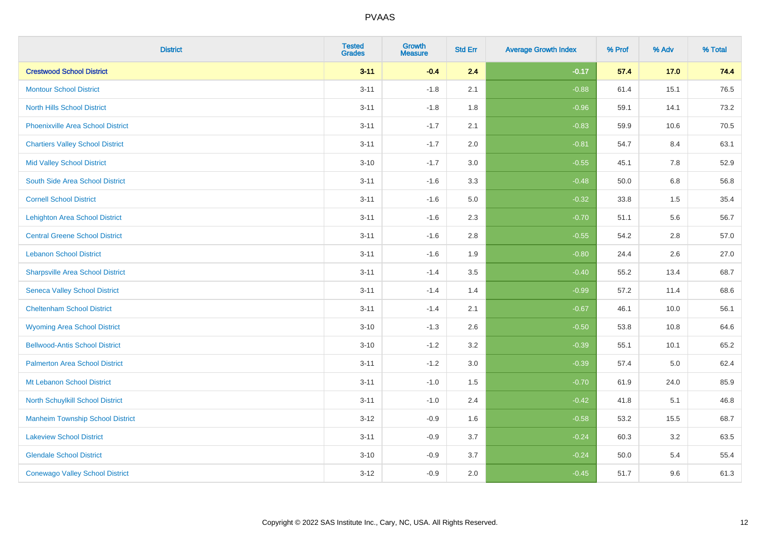| District | Tested Grades | Growth Measure | Std Err | Average Growth Index | % Prof | % Adv | % Total |
|---|---|---|---|---|---|---|---|
| **Crestwood School District** | **3-11** | **-0.4** | **2.4** | **-0.17** | **57.4** | **17.0** | **74.4** |
| Montour School District | 3-11 | -1.8 | 2.1 | -0.88 | 61.4 | 15.1 | 76.5 |
| North Hills School District | 3-11 | -1.8 | 1.8 | -0.96 | 59.1 | 14.1 | 73.2 |
| Phoenixville Area School District | 3-11 | -1.7 | 2.1 | -0.83 | 59.9 | 10.6 | 70.5 |
| Chartiers Valley School District | 3-11 | -1.7 | 2.0 | -0.81 | 54.7 | 8.4 | 63.1 |
| Mid Valley School District | 3-10 | -1.7 | 3.0 | -0.55 | 45.1 | 7.8 | 52.9 |
| South Side Area School District | 3-11 | -1.6 | 3.3 | -0.48 | 50.0 | 6.8 | 56.8 |
| Cornell School District | 3-11 | -1.6 | 5.0 | -0.32 | 33.8 | 1.5 | 35.4 |
| Lehighton Area School District | 3-11 | -1.6 | 2.3 | -0.70 | 51.1 | 5.6 | 56.7 |
| Central Greene School District | 3-11 | -1.6 | 2.8 | -0.55 | 54.2 | 2.8 | 57.0 |
| Lebanon School District | 3-11 | -1.6 | 1.9 | -0.80 | 24.4 | 2.6 | 27.0 |
| Sharpsville Area School District | 3-11 | -1.4 | 3.5 | -0.40 | 55.2 | 13.4 | 68.7 |
| Seneca Valley School District | 3-11 | -1.4 | 1.4 | -0.99 | 57.2 | 11.4 | 68.6 |
| Cheltenham School District | 3-11 | -1.4 | 2.1 | -0.67 | 46.1 | 10.0 | 56.1 |
| Wyoming Area School District | 3-10 | -1.3 | 2.6 | -0.50 | 53.8 | 10.8 | 64.6 |
| Bellwood-Antis School District | 3-10 | -1.2 | 3.2 | -0.39 | 55.1 | 10.1 | 65.2 |
| Palmerton Area School District | 3-11 | -1.2 | 3.0 | -0.39 | 57.4 | 5.0 | 62.4 |
| Mt Lebanon School District | 3-11 | -1.0 | 1.5 | -0.70 | 61.9 | 24.0 | 85.9 |
| North Schuylkill School District | 3-11 | -1.0 | 2.4 | -0.42 | 41.8 | 5.1 | 46.8 |
| Manheim Township School District | 3-12 | -0.9 | 1.6 | -0.58 | 53.2 | 15.5 | 68.7 |
| Lakeview School District | 3-11 | -0.9 | 3.7 | -0.24 | 60.3 | 3.2 | 63.5 |
| Glendale School District | 3-10 | -0.9 | 3.7 | -0.24 | 50.0 | 5.4 | 55.4 |
| Conewago Valley School District | 3-12 | -0.9 | 2.0 | -0.45 | 51.7 | 9.6 | 61.3 |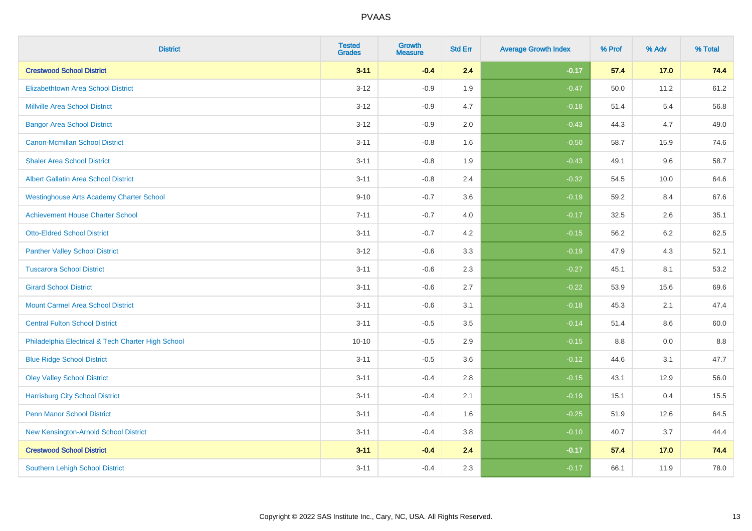# PVAAS

| District | Tested Grades | Growth Measure | Std Err | Average Growth Index | % Prof | % Adv | % Total |
|---|---|---|---|---|---|---|---|
| **Crestwood School District** | **3-11** | **-0.4** | **2.4** | **-0.17** | **57.4** | **17.0** | **74.4** |
| Elizabethtown Area School District | 3-12 | -0.9 | 1.9 | -0.47 | 50.0 | 11.2 | 61.2 |
| Millville Area School District | 3-12 | -0.9 | 4.7 | -0.18 | 51.4 | 5.4 | 56.8 |
| Bangor Area School District | 3-12 | -0.9 | 2.0 | -0.43 | 44.3 | 4.7 | 49.0 |
| Canon-Mcmillan School District | 3-11 | -0.8 | 1.6 | -0.50 | 58.7 | 15.9 | 74.6 |
| Shaler Area School District | 3-11 | -0.8 | 1.9 | -0.43 | 49.1 | 9.6 | 58.7 |
| Albert Gallatin Area School District | 3-11 | -0.8 | 2.4 | -0.32 | 54.5 | 10.0 | 64.6 |
| Westinghouse Arts Academy Charter School | 9-10 | -0.7 | 3.6 | -0.19 | 59.2 | 8.4 | 67.6 |
| Achievement House Charter School | 7-11 | -0.7 | 4.0 | -0.17 | 32.5 | 2.6 | 35.1 |
| Otto-Eldred School District | 3-11 | -0.7 | 4.2 | -0.15 | 56.2 | 6.2 | 62.5 |
| Panther Valley School District | 3-12 | -0.6 | 3.3 | -0.19 | 47.9 | 4.3 | 52.1 |
| Tuscarora School District | 3-11 | -0.6 | 2.3 | -0.27 | 45.1 | 8.1 | 53.2 |
| Girard School District | 3-11 | -0.6 | 2.7 | -0.22 | 53.9 | 15.6 | 69.6 |
| Mount Carmel Area School District | 3-11 | -0.6 | 3.1 | -0.18 | 45.3 | 2.1 | 47.4 |
| Central Fulton School District | 3-11 | -0.5 | 3.5 | -0.14 | 51.4 | 8.6 | 60.0 |
| Philadelphia Electrical & Tech Charter High School | 10-10 | -0.5 | 2.9 | -0.15 | 8.8 | 0.0 | 8.8 |
| Blue Ridge School District | 3-11 | -0.5 | 3.6 | -0.12 | 44.6 | 3.1 | 47.7 |
| Oley Valley School District | 3-11 | -0.4 | 2.8 | -0.15 | 43.1 | 12.9 | 56.0 |
| Harrisburg City School District | 3-11 | -0.4 | 2.1 | -0.19 | 15.1 | 0.4 | 15.5 |
| Penn Manor School District | 3-11 | -0.4 | 1.6 | -0.25 | 51.9 | 12.6 | 64.5 |
| New Kensington-Arnold School District | 3-11 | -0.4 | 3.8 | -0.10 | 40.7 | 3.7 | 44.4 |
| **Crestwood School District** | **3-11** | **-0.4** | **2.4** | **-0.17** | **57.4** | **17.0** | **74.4** |
| Southern Lehigh School District | 3-11 | -0.4 | 2.3 | -0.17 | 66.1 | 11.9 | 78.0 |

Copyright © 2022 SAS Institute Inc., Cary, NC, USA. All Rights Reserved.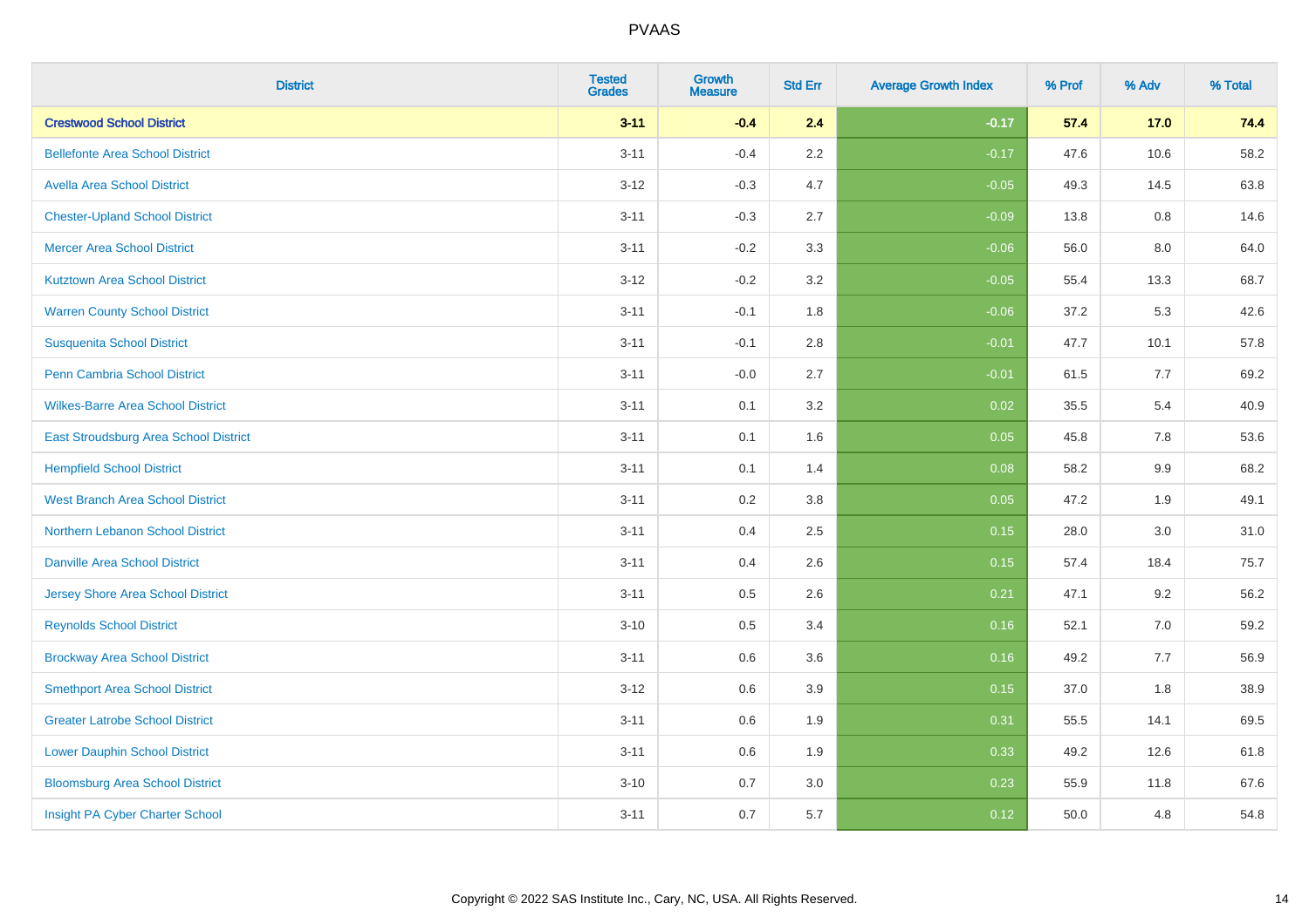| District | Tested Grades | Growth Measure | Std Err | Average Growth Index | % Prof | % Adv | % Total |
|---|---|---|---|---|---|---|---|
| **Crestwood School District** | **3-11** | **-0.4** | **2.4** | **-0.17** | **57.4** | **17.0** | **74.4** |
| Bellefonte Area School District | 3-11 | -0.4 | 2.2 | -0.17 | 47.6 | 10.6 | 58.2 |
| Avella Area School District | 3-12 | -0.3 | 4.7 | -0.05 | 49.3 | 14.5 | 63.8 |
| Chester-Upland School District | 3-11 | -0.3 | 2.7 | -0.09 | 13.8 | 0.8 | 14.6 |
| Mercer Area School District | 3-11 | -0.2 | 3.3 | -0.06 | 56.0 | 8.0 | 64.0 |
| Kutztown Area School District | 3-12 | -0.2 | 3.2 | -0.05 | 55.4 | 13.3 | 68.7 |
| Warren County School District | 3-11 | -0.1 | 1.8 | -0.06 | 37.2 | 5.3 | 42.6 |
| Susquenita School District | 3-11 | -0.1 | 2.8 | -0.01 | 47.7 | 10.1 | 57.8 |
| Penn Cambria School District | 3-11 | -0.0 | 2.7 | -0.01 | 61.5 | 7.7 | 69.2 |
| Wilkes-Barre Area School District | 3-11 | 0.1 | 3.2 | 0.02 | 35.5 | 5.4 | 40.9 |
| East Stroudsburg Area School District | 3-11 | 0.1 | 1.6 | 0.05 | 45.8 | 7.8 | 53.6 |
| Hempfield School District | 3-11 | 0.1 | 1.4 | 0.08 | 58.2 | 9.9 | 68.2 |
| West Branch Area School District | 3-11 | 0.2 | 3.8 | 0.05 | 47.2 | 1.9 | 49.1 |
| Northern Lebanon School District | 3-11 | 0.4 | 2.5 | 0.15 | 28.0 | 3.0 | 31.0 |
| Danville Area School District | 3-11 | 0.4 | 2.6 | 0.15 | 57.4 | 18.4 | 75.7 |
| Jersey Shore Area School District | 3-11 | 0.5 | 2.6 | 0.21 | 47.1 | 9.2 | 56.2 |
| Reynolds School District | 3-10 | 0.5 | 3.4 | 0.16 | 52.1 | 7.0 | 59.2 |
| Brockway Area School District | 3-11 | 0.6 | 3.6 | 0.16 | 49.2 | 7.7 | 56.9 |
| Smethport Area School District | 3-12 | 0.6 | 3.9 | 0.15 | 37.0 | 1.8 | 38.9 |
| Greater Latrobe School District | 3-11 | 0.6 | 1.9 | 0.31 | 55.5 | 14.1 | 69.5 |
| Lower Dauphin School District | 3-11 | 0.6 | 1.9 | 0.33 | 49.2 | 12.6 | 61.8 |
| Bloomsburg Area School District | 3-10 | 0.7 | 3.0 | 0.23 | 55.9 | 11.8 | 67.6 |
| Insight PA Cyber Charter School | 3-11 | 0.7 | 5.7 | 0.12 | 50.0 | 4.8 | 54.8 |

Copyright © 2022 SAS Institute Inc., Cary, NC, USA. All Rights Reserved.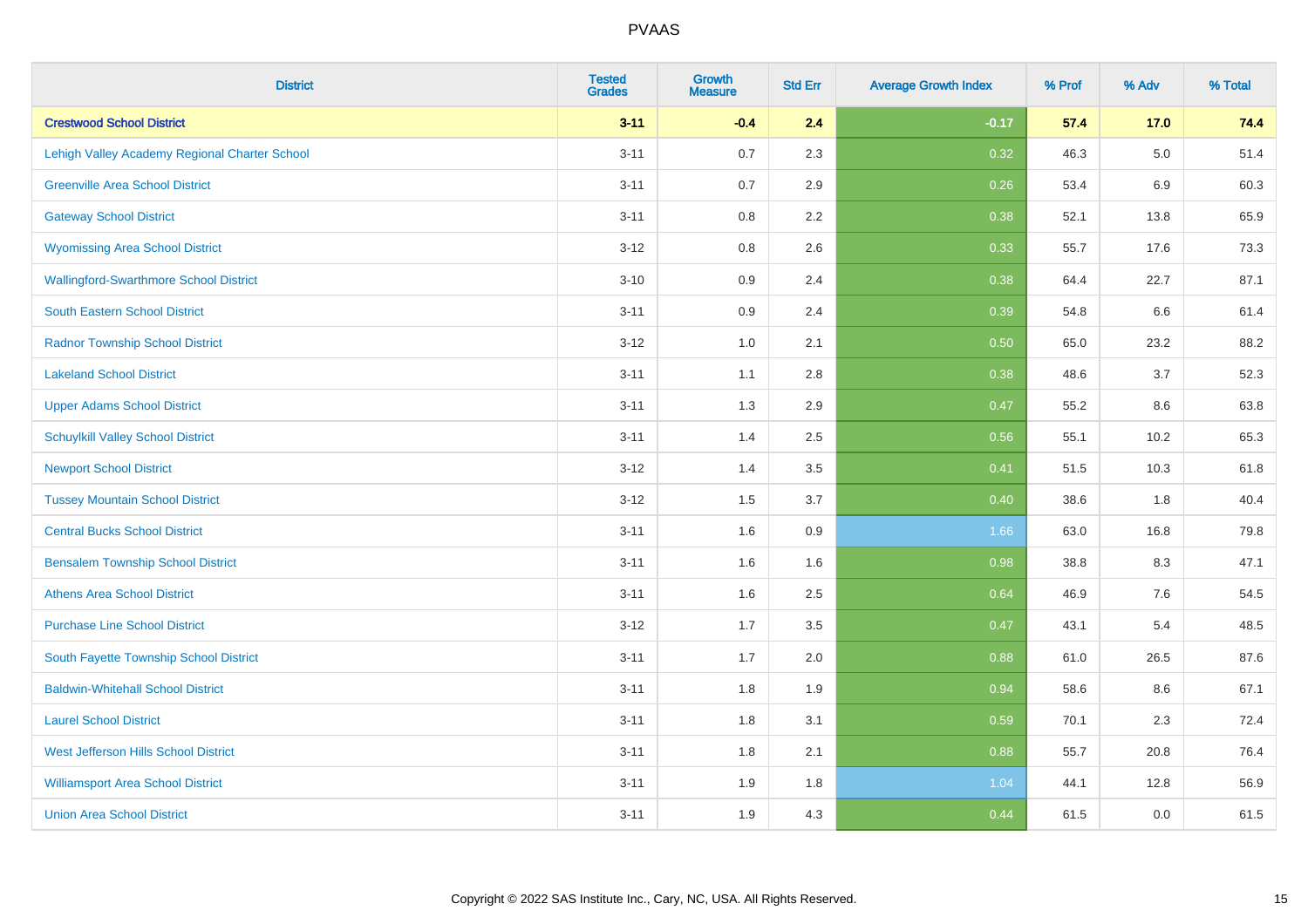| District | Tested Grades | Growth Measure | Std Err | Average Growth Index | % Prof | % Adv | % Total |
|---|---|---|---|---|---|---|---|
| **Crestwood School District** | **3-11** | **-0.4** | **2.4** | **-0.17** | **57.4** | **17.0** | **74.4** |
| Lehigh Valley Academy Regional Charter School | 3-11 | 0.7 | 2.3 | 0.32 | 46.3 | 5.0 | 51.4 |
| Greenville Area School District | 3-11 | 0.7 | 2.9 | 0.26 | 53.4 | 6.9 | 60.3 |
| Gateway School District | 3-11 | 0.8 | 2.2 | 0.38 | 52.1 | 13.8 | 65.9 |
| Wyomissing Area School District | 3-12 | 0.8 | 2.6 | 0.33 | 55.7 | 17.6 | 73.3 |
| Wallingford-Swarthmore School District | 3-10 | 0.9 | 2.4 | 0.38 | 64.4 | 22.7 | 87.1 |
| South Eastern School District | 3-11 | 0.9 | 2.4 | 0.39 | 54.8 | 6.6 | 61.4 |
| Radnor Township School District | 3-12 | 1.0 | 2.1 | 0.50 | 65.0 | 23.2 | 88.2 |
| Lakeland School District | 3-11 | 1.1 | 2.8 | 0.38 | 48.6 | 3.7 | 52.3 |
| Upper Adams School District | 3-11 | 1.3 | 2.9 | 0.47 | 55.2 | 8.6 | 63.8 |
| Schuylkill Valley School District | 3-11 | 1.4 | 2.5 | 0.56 | 55.1 | 10.2 | 65.3 |
| Newport School District | 3-12 | 1.4 | 3.5 | 0.41 | 51.5 | 10.3 | 61.8 |
| Tussey Mountain School District | 3-12 | 1.5 | 3.7 | 0.40 | 38.6 | 1.8 | 40.4 |
| Central Bucks School District | 3-11 | 1.6 | 0.9 | 1.66 | 63.0 | 16.8 | 79.8 |
| Bensalem Township School District | 3-11 | 1.6 | 1.6 | 0.98 | 38.8 | 8.3 | 47.1 |
| Athens Area School District | 3-11 | 1.6 | 2.5 | 0.64 | 46.9 | 7.6 | 54.5 |
| Purchase Line School District | 3-12 | 1.7 | 3.5 | 0.47 | 43.1 | 5.4 | 48.5 |
| South Fayette Township School District | 3-11 | 1.7 | 2.0 | 0.88 | 61.0 | 26.5 | 87.6 |
| Baldwin-Whitehall School District | 3-11 | 1.8 | 1.9 | 0.94 | 58.6 | 8.6 | 67.1 |
| Laurel School District | 3-11 | 1.8 | 3.1 | 0.59 | 70.1 | 2.3 | 72.4 |
| West Jefferson Hills School District | 3-11 | 1.8 | 2.1 | 0.88 | 55.7 | 20.8 | 76.4 |
| Williamsport Area School District | 3-11 | 1.9 | 1.8 | 1.04 | 44.1 | 12.8 | 56.9 |
| Union Area School District | 3-11 | 1.9 | 4.3 | 0.44 | 61.5 | 0.0 | 61.5 |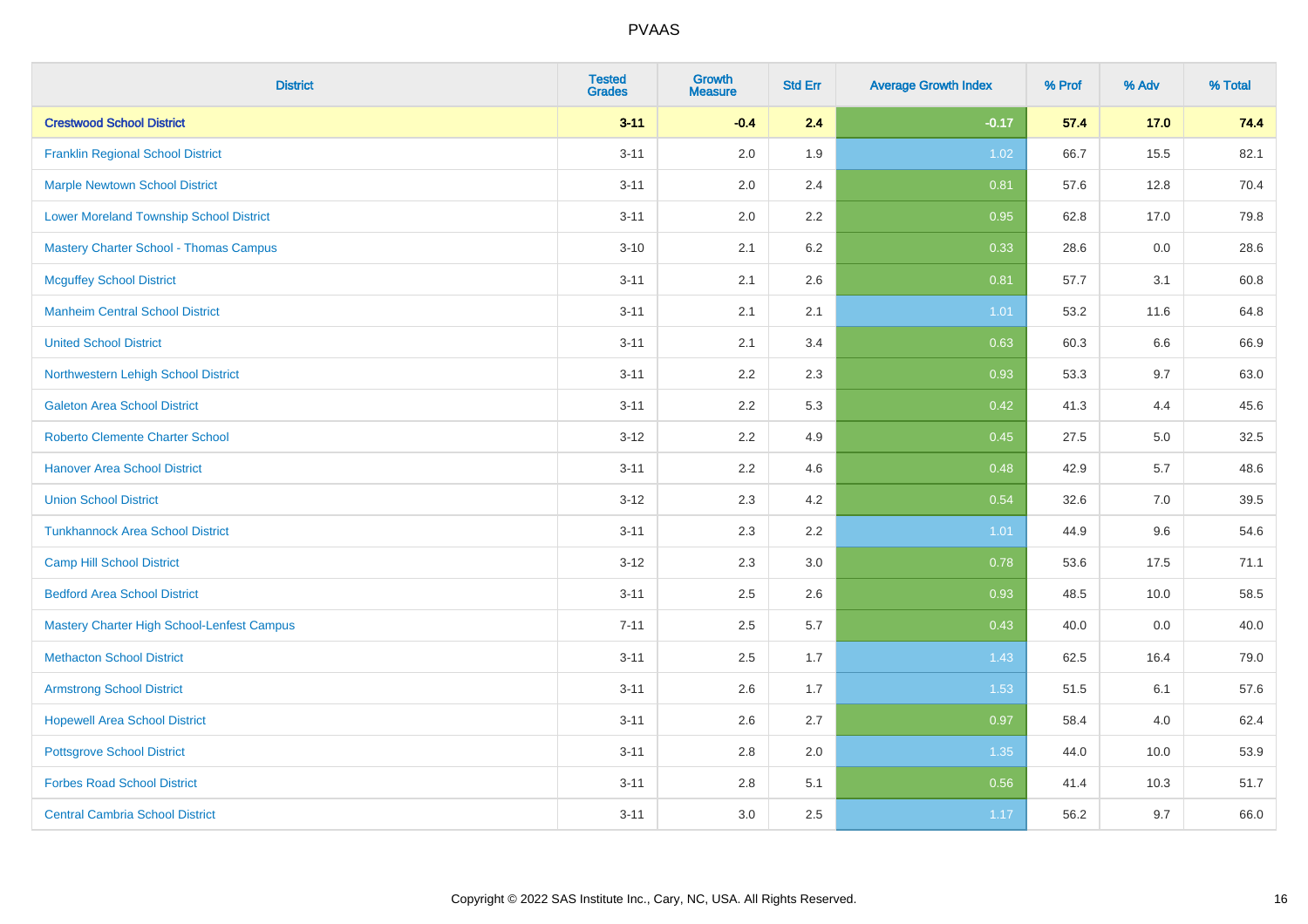| District | Tested Grades | Growth Measure | Std Err | Average Growth Index | % Prof | % Adv | % Total |
|---|---|---|---|---|---|---|---|
| **Crestwood School District** | **3-11** | **-0.4** | **2.4** | **-0.17** | **57.4** | **17.0** | **74.4** |
| Franklin Regional School District | 3-11 | 2.0 | 1.9 | 1.02 | 66.7 | 15.5 | 82.1 |
| Marple Newtown School District | 3-11 | 2.0 | 2.4 | 0.81 | 57.6 | 12.8 | 70.4 |
| Lower Moreland Township School District | 3-11 | 2.0 | 2.2 | 0.95 | 62.8 | 17.0 | 79.8 |
| Mastery Charter School - Thomas Campus | 3-10 | 2.1 | 6.2 | 0.33 | 28.6 | 0.0 | 28.6 |
| Mcguffey School District | 3-11 | 2.1 | 2.6 | 0.81 | 57.7 | 3.1 | 60.8 |
| Manheim Central School District | 3-11 | 2.1 | 2.1 | 1.01 | 53.2 | 11.6 | 64.8 |
| United School District | 3-11 | 2.1 | 3.4 | 0.63 | 60.3 | 6.6 | 66.9 |
| Northwestern Lehigh School District | 3-11 | 2.2 | 2.3 | 0.93 | 53.3 | 9.7 | 63.0 |
| Galeton Area School District | 3-11 | 2.2 | 5.3 | 0.42 | 41.3 | 4.4 | 45.6 |
| Roberto Clemente Charter School | 3-12 | 2.2 | 4.9 | 0.45 | 27.5 | 5.0 | 32.5 |
| Hanover Area School District | 3-11 | 2.2 | 4.6 | 0.48 | 42.9 | 5.7 | 48.6 |
| Union School District | 3-12 | 2.3 | 4.2 | 0.54 | 32.6 | 7.0 | 39.5 |
| Tunkhannock Area School District | 3-11 | 2.3 | 2.2 | 1.01 | 44.9 | 9.6 | 54.6 |
| Camp Hill School District | 3-12 | 2.3 | 3.0 | 0.78 | 53.6 | 17.5 | 71.1 |
| Bedford Area School District | 3-11 | 2.5 | 2.6 | 0.93 | 48.5 | 10.0 | 58.5 |
| Mastery Charter High School-Lenfest Campus | 7-11 | 2.5 | 5.7 | 0.43 | 40.0 | 0.0 | 40.0 |
| Methacton School District | 3-11 | 2.5 | 1.7 | 1.43 | 62.5 | 16.4 | 79.0 |
| Armstrong School District | 3-11 | 2.6 | 1.7 | 1.53 | 51.5 | 6.1 | 57.6 |
| Hopewell Area School District | 3-11 | 2.6 | 2.7 | 0.97 | 58.4 | 4.0 | 62.4 |
| Pottsgrove School District | 3-11 | 2.8 | 2.0 | 1.35 | 44.0 | 10.0 | 53.9 |
| Forbes Road School District | 3-11 | 2.8 | 5.1 | 0.56 | 41.4 | 10.3 | 51.7 |
| Central Cambria School District | 3-11 | 3.0 | 2.5 | 1.17 | 56.2 | 9.7 | 66.0 |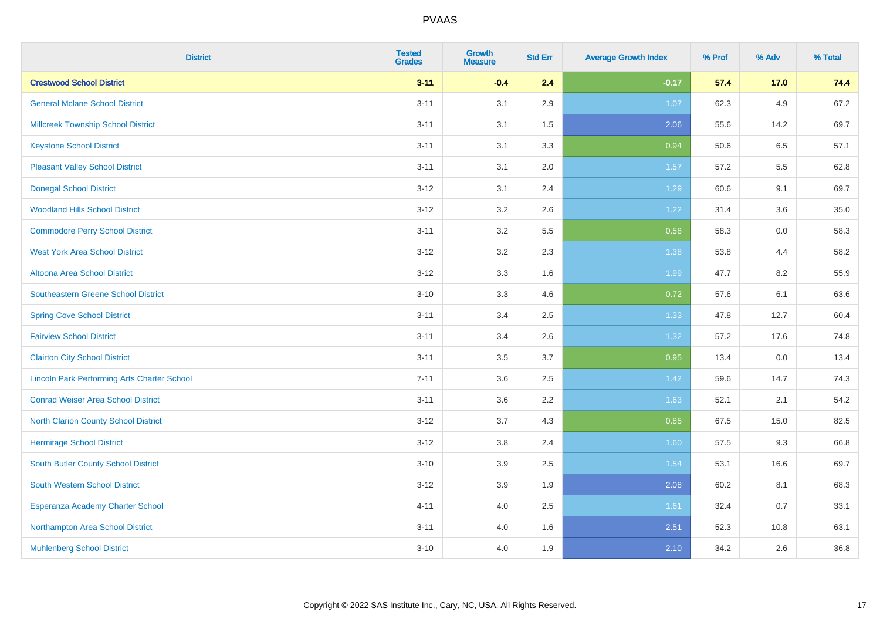# PVAAS

| District | Tested Grades | Growth Measure | Std Err | Average Growth Index | % Prof | % Adv | % Total |
|---|---|---|---|---|---|---|---|
| **Crestwood School District** | **3-11** | **-0.4** | **2.4** | **-0.17** | **57.4** | **17.0** | **74.4** |
| General Mclane School District | 3-11 | 3.1 | 2.9 | 1.07 | 62.3 | 4.9 | 67.2 |
| Millcreek Township School District | 3-11 | 3.1 | 1.5 | 2.06 | 55.6 | 14.2 | 69.7 |
| Keystone School District | 3-11 | 3.1 | 3.3 | 0.94 | 50.6 | 6.5 | 57.1 |
| Pleasant Valley School District | 3-11 | 3.1 | 2.0 | 1.57 | 57.2 | 5.5 | 62.8 |
| Donegal School District | 3-12 | 3.1 | 2.4 | 1.29 | 60.6 | 9.1 | 69.7 |
| Woodland Hills School District | 3-12 | 3.2 | 2.6 | 1.22 | 31.4 | 3.6 | 35.0 |
| Commodore Perry School District | 3-11 | 3.2 | 5.5 | 0.58 | 58.3 | 0.0 | 58.3 |
| West York Area School District | 3-12 | 3.2 | 2.3 | 1.38 | 53.8 | 4.4 | 58.2 |
| Altoona Area School District | 3-12 | 3.3 | 1.6 | 1.99 | 47.7 | 8.2 | 55.9 |
| Southeastern Greene School District | 3-10 | 3.3 | 4.6 | 0.72 | 57.6 | 6.1 | 63.6 |
| Spring Cove School District | 3-11 | 3.4 | 2.5 | 1.33 | 47.8 | 12.7 | 60.4 |
| Fairview School District | 3-11 | 3.4 | 2.6 | 1.32 | 57.2 | 17.6 | 74.8 |
| Clairton City School District | 3-11 | 3.5 | 3.7 | 0.95 | 13.4 | 0.0 | 13.4 |
| Lincoln Park Performing Arts Charter School | 7-11 | 3.6 | 2.5 | 1.42 | 59.6 | 14.7 | 74.3 |
| Conrad Weiser Area School District | 3-11 | 3.6 | 2.2 | 1.63 | 52.1 | 2.1 | 54.2 |
| North Clarion County School District | 3-12 | 3.7 | 4.3 | 0.85 | 67.5 | 15.0 | 82.5 |
| Hermitage School District | 3-12 | 3.8 | 2.4 | 1.60 | 57.5 | 9.3 | 66.8 |
| South Butler County School District | 3-10 | 3.9 | 2.5 | 1.54 | 53.1 | 16.6 | 69.7 |
| South Western School District | 3-12 | 3.9 | 1.9 | 2.08 | 60.2 | 8.1 | 68.3 |
| Esperanza Academy Charter School | 4-11 | 4.0 | 2.5 | 1.61 | 32.4 | 0.7 | 33.1 |
| Northampton Area School District | 3-11 | 4.0 | 1.6 | 2.51 | 52.3 | 10.8 | 63.1 |
| Muhlenberg School District | 3-10 | 4.0 | 1.9 | 2.10 | 34.2 | 2.6 | 36.8 |

Copyright © 2022 SAS Institute Inc., Cary, NC, USA. All Rights Reserved.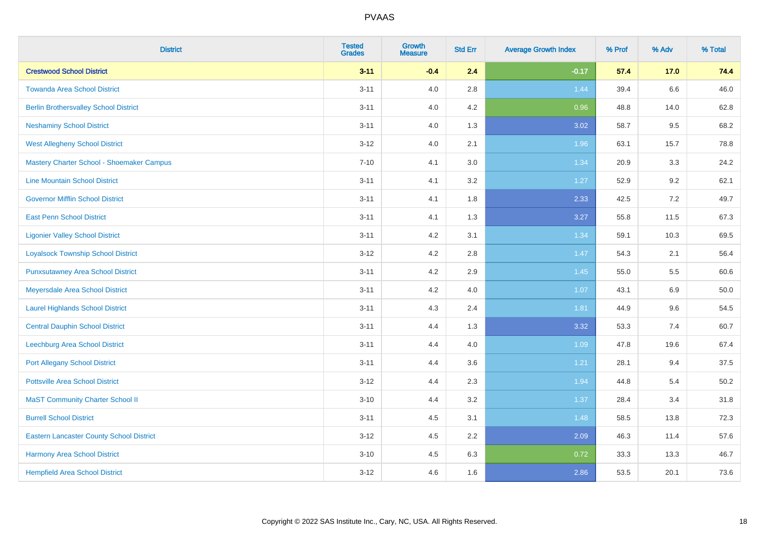# PVAAS

| District | Tested Grades | Growth Measure | Std Err | Average Growth Index | % Prof | % Adv | % Total |
|---|---|---|---|---|---|---|---|
| **Crestwood School District** | **3-11** | **-0.4** | **2.4** | **-0.17** | **57.4** | **17.0** | **74.4** |
| Towanda Area School District | 3-11 | 4.0 | 2.8 | 1.44 | 39.4 | 6.6 | 46.0 |
| Berlin Brothersvalley School District | 3-11 | 4.0 | 4.2 | 0.96 | 48.8 | 14.0 | 62.8 |
| Neshaminy School District | 3-11 | 4.0 | 1.3 | 3.02 | 58.7 | 9.5 | 68.2 |
| West Allegheny School District | 3-12 | 4.0 | 2.1 | 1.96 | 63.1 | 15.7 | 78.8 |
| Mastery Charter School - Shoemaker Campus | 7-10 | 4.1 | 3.0 | 1.34 | 20.9 | 3.3 | 24.2 |
| Line Mountain School District | 3-11 | 4.1 | 3.2 | 1.27 | 52.9 | 9.2 | 62.1 |
| Governor Mifflin School District | 3-11 | 4.1 | 1.8 | 2.33 | 42.5 | 7.2 | 49.7 |
| East Penn School District | 3-11 | 4.1 | 1.3 | 3.27 | 55.8 | 11.5 | 67.3 |
| Ligonier Valley School District | 3-11 | 4.2 | 3.1 | 1.34 | 59.1 | 10.3 | 69.5 |
| Loyalsock Township School District | 3-12 | 4.2 | 2.8 | 1.47 | 54.3 | 2.1 | 56.4 |
| Punxsutawney Area School District | 3-11 | 4.2 | 2.9 | 1.45 | 55.0 | 5.5 | 60.6 |
| Meyersdale Area School District | 3-11 | 4.2 | 4.0 | 1.07 | 43.1 | 6.9 | 50.0 |
| Laurel Highlands School District | 3-11 | 4.3 | 2.4 | 1.81 | 44.9 | 9.6 | 54.5 |
| Central Dauphin School District | 3-11 | 4.4 | 1.3 | 3.32 | 53.3 | 7.4 | 60.7 |
| Leechburg Area School District | 3-11 | 4.4 | 4.0 | 1.09 | 47.8 | 19.6 | 67.4 |
| Port Allegany School District | 3-11 | 4.4 | 3.6 | 1.21 | 28.1 | 9.4 | 37.5 |
| Pottsville Area School District | 3-12 | 4.4 | 2.3 | 1.94 | 44.8 | 5.4 | 50.2 |
| MaST Community Charter School II | 3-10 | 4.4 | 3.2 | 1.37 | 28.4 | 3.4 | 31.8 |
| Burrell School District | 3-11 | 4.5 | 3.1 | 1.48 | 58.5 | 13.8 | 72.3 |
| Eastern Lancaster County School District | 3-12 | 4.5 | 2.2 | 2.09 | 46.3 | 11.4 | 57.6 |
| Harmony Area School District | 3-10 | 4.5 | 6.3 | 0.72 | 33.3 | 13.3 | 46.7 |
| Hempfield Area School District | 3-12 | 4.6 | 1.6 | 2.86 | 53.5 | 20.1 | 73.6 |

Copyright © 2022 SAS Institute Inc., Cary, NC, USA. All Rights Reserved.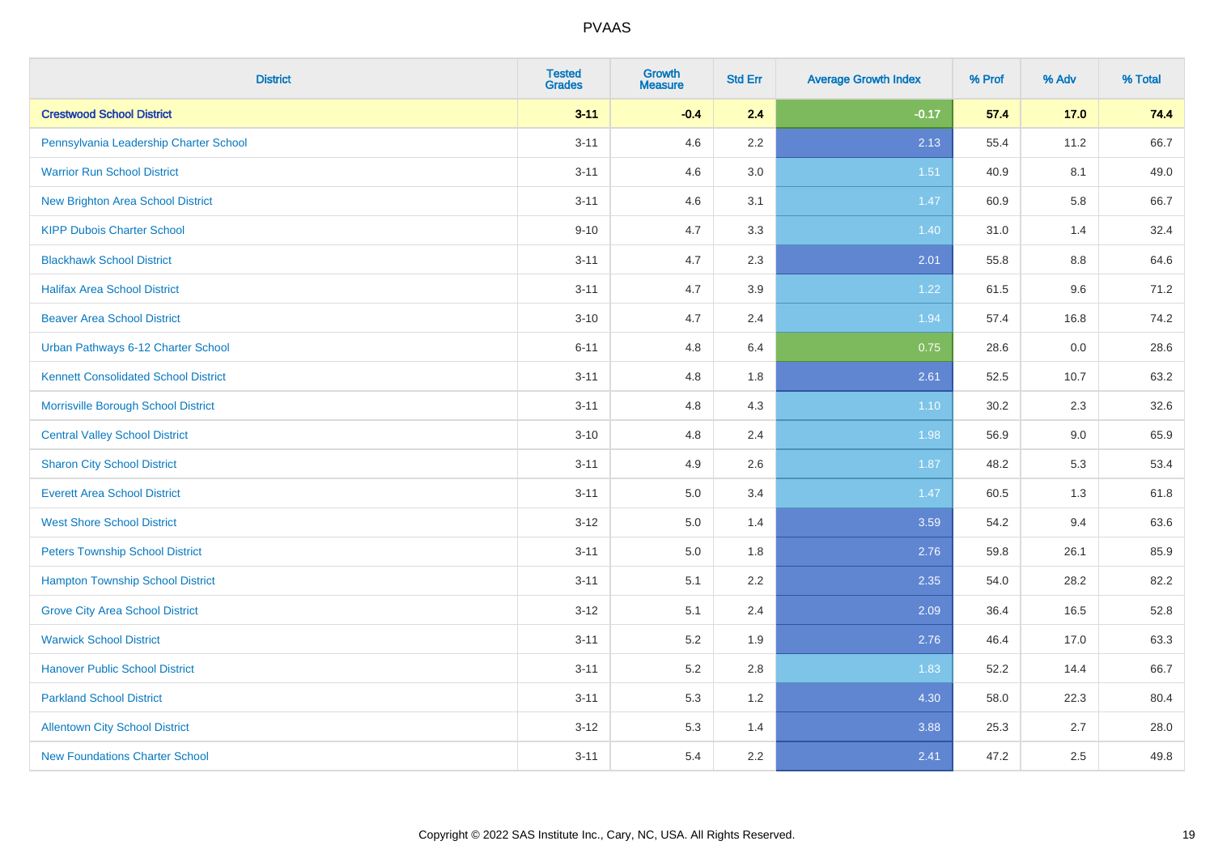| District | Tested Grades | Growth Measure | Std Err | Average Growth Index | % Prof | % Adv | % Total |
|---|---|---|---|---|---|---|---|
| **Crestwood School District** | **3-11** | **-0.4** | **2.4** | **-0.17** | **57.4** | **17.0** | **74.4** |
| Pennsylvania Leadership Charter School | 3-11 | 4.6 | 2.2 | 2.13 | 55.4 | 11.2 | 66.7 |
| Warrior Run School District | 3-11 | 4.6 | 3.0 | 1.51 | 40.9 | 8.1 | 49.0 |
| New Brighton Area School District | 3-11 | 4.6 | 3.1 | 1.47 | 60.9 | 5.8 | 66.7 |
| KIPP Dubois Charter School | 9-10 | 4.7 | 3.3 | 1.40 | 31.0 | 1.4 | 32.4 |
| Blackhawk School District | 3-11 | 4.7 | 2.3 | 2.01 | 55.8 | 8.8 | 64.6 |
| Halifax Area School District | 3-11 | 4.7 | 3.9 | 1.22 | 61.5 | 9.6 | 71.2 |
| Beaver Area School District | 3-10 | 4.7 | 2.4 | 1.94 | 57.4 | 16.8 | 74.2 |
| Urban Pathways 6-12 Charter School | 6-11 | 4.8 | 6.4 | 0.75 | 28.6 | 0.0 | 28.6 |
| Kennett Consolidated School District | 3-11 | 4.8 | 1.8 | 2.61 | 52.5 | 10.7 | 63.2 |
| Morrisville Borough School District | 3-11 | 4.8 | 4.3 | 1.10 | 30.2 | 2.3 | 32.6 |
| Central Valley School District | 3-10 | 4.8 | 2.4 | 1.98 | 56.9 | 9.0 | 65.9 |
| Sharon City School District | 3-11 | 4.9 | 2.6 | 1.87 | 48.2 | 5.3 | 53.4 |
| Everett Area School District | 3-11 | 5.0 | 3.4 | 1.47 | 60.5 | 1.3 | 61.8 |
| West Shore School District | 3-12 | 5.0 | 1.4 | 3.59 | 54.2 | 9.4 | 63.6 |
| Peters Township School District | 3-11 | 5.0 | 1.8 | 2.76 | 59.8 | 26.1 | 85.9 |
| Hampton Township School District | 3-11 | 5.1 | 2.2 | 2.35 | 54.0 | 28.2 | 82.2 |
| Grove City Area School District | 3-12 | 5.1 | 2.4 | 2.09 | 36.4 | 16.5 | 52.8 |
| Warwick School District | 3-11 | 5.2 | 1.9 | 2.76 | 46.4 | 17.0 | 63.3 |
| Hanover Public School District | 3-11 | 5.2 | 2.8 | 1.83 | 52.2 | 14.4 | 66.7 |
| Parkland School District | 3-11 | 5.3 | 1.2 | 4.30 | 58.0 | 22.3 | 80.4 |
| Allentown City School District | 3-12 | 5.3 | 1.4 | 3.88 | 25.3 | 2.7 | 28.0 |
| New Foundations Charter School | 3-11 | 5.4 | 2.2 | 2.41 | 47.2 | 2.5 | 49.8 |

Copyright © 2022 SAS Institute Inc., Cary, NC, USA. All Rights Reserved.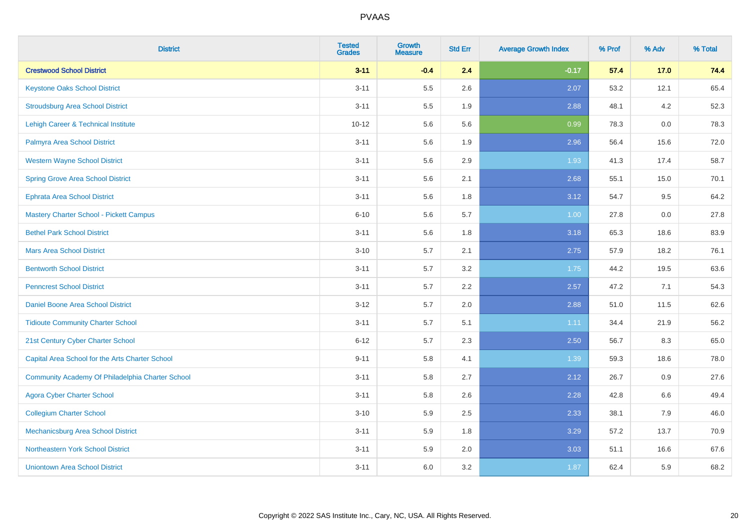| District | Tested Grades | Growth Measure | Std Err | Average Growth Index | % Prof | % Adv | % Total |
|---|---|---|---|---|---|---|---|
| **Crestwood School District** | **3-11** | **-0.4** | **2.4** | **-0.17** | **57.4** | **17.0** | **74.4** |
| Keystone Oaks School District | 3-11 | 5.5 | 2.6 | 2.07 | 53.2 | 12.1 | 65.4 |
| Stroudsburg Area School District | 3-11 | 5.5 | 1.9 | 2.88 | 48.1 | 4.2 | 52.3 |
| Lehigh Career & Technical Institute | 10-12 | 5.6 | 5.6 | 0.99 | 78.3 | 0.0 | 78.3 |
| Palmyra Area School District | 3-11 | 5.6 | 1.9 | 2.96 | 56.4 | 15.6 | 72.0 |
| Western Wayne School District | 3-11 | 5.6 | 2.9 | 1.93 | 41.3 | 17.4 | 58.7 |
| Spring Grove Area School District | 3-11 | 5.6 | 2.1 | 2.68 | 55.1 | 15.0 | 70.1 |
| Ephrata Area School District | 3-11 | 5.6 | 1.8 | 3.12 | 54.7 | 9.5 | 64.2 |
| Mastery Charter School - Pickett Campus | 6-10 | 5.6 | 5.7 | 1.00 | 27.8 | 0.0 | 27.8 |
| Bethel Park School District | 3-11 | 5.6 | 1.8 | 3.18 | 65.3 | 18.6 | 83.9 |
| Mars Area School District | 3-10 | 5.7 | 2.1 | 2.75 | 57.9 | 18.2 | 76.1 |
| Bentworth School District | 3-11 | 5.7 | 3.2 | 1.75 | 44.2 | 19.5 | 63.6 |
| Penncrest School District | 3-11 | 5.7 | 2.2 | 2.57 | 47.2 | 7.1 | 54.3 |
| Daniel Boone Area School District | 3-12 | 5.7 | 2.0 | 2.88 | 51.0 | 11.5 | 62.6 |
| Tidioute Community Charter School | 3-11 | 5.7 | 5.1 | 1.11 | 34.4 | 21.9 | 56.2 |
| 21st Century Cyber Charter School | 6-12 | 5.7 | 2.3 | 2.50 | 56.7 | 8.3 | 65.0 |
| Capital Area School for the Arts Charter School | 9-11 | 5.8 | 4.1 | 1.39 | 59.3 | 18.6 | 78.0 |
| Community Academy Of Philadelphia Charter School | 3-11 | 5.8 | 2.7 | 2.12 | 26.7 | 0.9 | 27.6 |
| Agora Cyber Charter School | 3-11 | 5.8 | 2.6 | 2.28 | 42.8 | 6.6 | 49.4 |
| Collegium Charter School | 3-10 | 5.9 | 2.5 | 2.33 | 38.1 | 7.9 | 46.0 |
| Mechanicsburg Area School District | 3-11 | 5.9 | 1.8 | 3.29 | 57.2 | 13.7 | 70.9 |
| Northeastern York School District | 3-11 | 5.9 | 2.0 | 3.03 | 51.1 | 16.6 | 67.6 |
| Uniontown Area School District | 3-11 | 6.0 | 3.2 | 1.87 | 62.4 | 5.9 | 68.2 |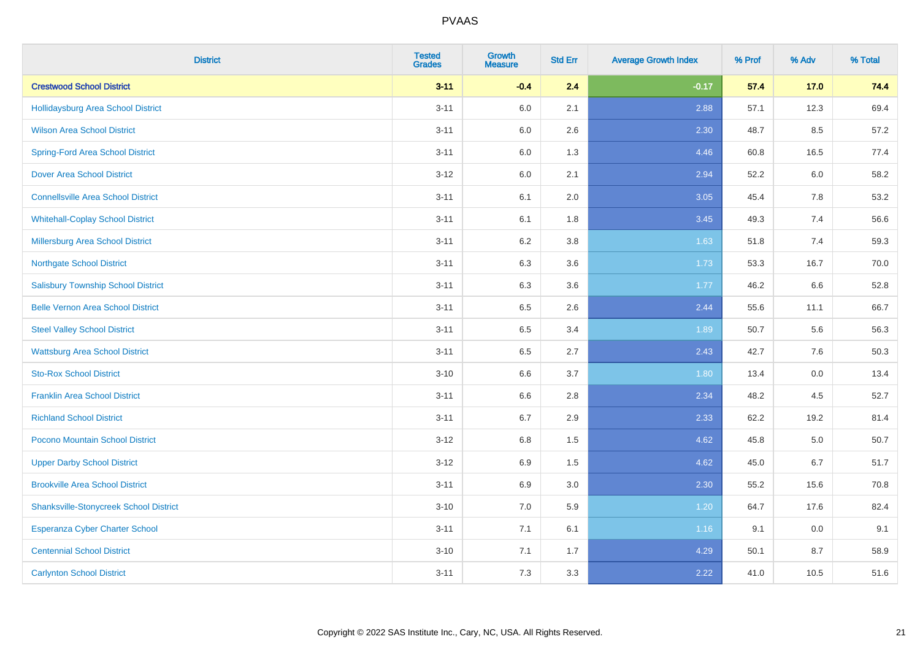# PVAAS

| District | Tested Grades | Growth Measure | Std Err | Average Growth Index | % Prof | % Adv | % Total |
|---|---|---|---|---|---|---|---|
| **Crestwood School District** | **3-11** | **-0.4** | **2.4** | **-0.17** | **57.4** | **17.0** | **74.4** |
| Hollidaysburg Area School District | 3-11 | 6.0 | 2.1 | 2.88 | 57.1 | 12.3 | 69.4 |
| Wilson Area School District | 3-11 | 6.0 | 2.6 | 2.30 | 48.7 | 8.5 | 57.2 |
| Spring-Ford Area School District | 3-11 | 6.0 | 1.3 | 4.46 | 60.8 | 16.5 | 77.4 |
| Dover Area School District | 3-12 | 6.0 | 2.1 | 2.94 | 52.2 | 6.0 | 58.2 |
| Connellsville Area School District | 3-11 | 6.1 | 2.0 | 3.05 | 45.4 | 7.8 | 53.2 |
| Whitehall-Coplay School District | 3-11 | 6.1 | 1.8 | 3.45 | 49.3 | 7.4 | 56.6 |
| Millersburg Area School District | 3-11 | 6.2 | 3.8 | 1.63 | 51.8 | 7.4 | 59.3 |
| Northgate School District | 3-11 | 6.3 | 3.6 | 1.73 | 53.3 | 16.7 | 70.0 |
| Salisbury Township School District | 3-11 | 6.3 | 3.6 | 1.77 | 46.2 | 6.6 | 52.8 |
| Belle Vernon Area School District | 3-11 | 6.5 | 2.6 | 2.44 | 55.6 | 11.1 | 66.7 |
| Steel Valley School District | 3-11 | 6.5 | 3.4 | 1.89 | 50.7 | 5.6 | 56.3 |
| Wattsburg Area School District | 3-11 | 6.5 | 2.7 | 2.43 | 42.7 | 7.6 | 50.3 |
| Sto-Rox School District | 3-10 | 6.6 | 3.7 | 1.80 | 13.4 | 0.0 | 13.4 |
| Franklin Area School District | 3-11 | 6.6 | 2.8 | 2.34 | 48.2 | 4.5 | 52.7 |
| Richland School District | 3-11 | 6.7 | 2.9 | 2.33 | 62.2 | 19.2 | 81.4 |
| Pocono Mountain School District | 3-12 | 6.8 | 1.5 | 4.62 | 45.8 | 5.0 | 50.7 |
| Upper Darby School District | 3-12 | 6.9 | 1.5 | 4.62 | 45.0 | 6.7 | 51.7 |
| Brookville Area School District | 3-11 | 6.9 | 3.0 | 2.30 | 55.2 | 15.6 | 70.8 |
| Shanksville-Stonycreek School District | 3-10 | 7.0 | 5.9 | 1.20 | 64.7 | 17.6 | 82.4 |
| Esperanza Cyber Charter School | 3-11 | 7.1 | 6.1 | 1.16 | 9.1 | 0.0 | 9.1 |
| Centennial School District | 3-10 | 7.1 | 1.7 | 4.29 | 50.1 | 8.7 | 58.9 |
| Carlynton School District | 3-11 | 7.3 | 3.3 | 2.22 | 41.0 | 10.5 | 51.6 |

Copyright © 2022 SAS Institute Inc., Cary, NC, USA. All Rights Reserved.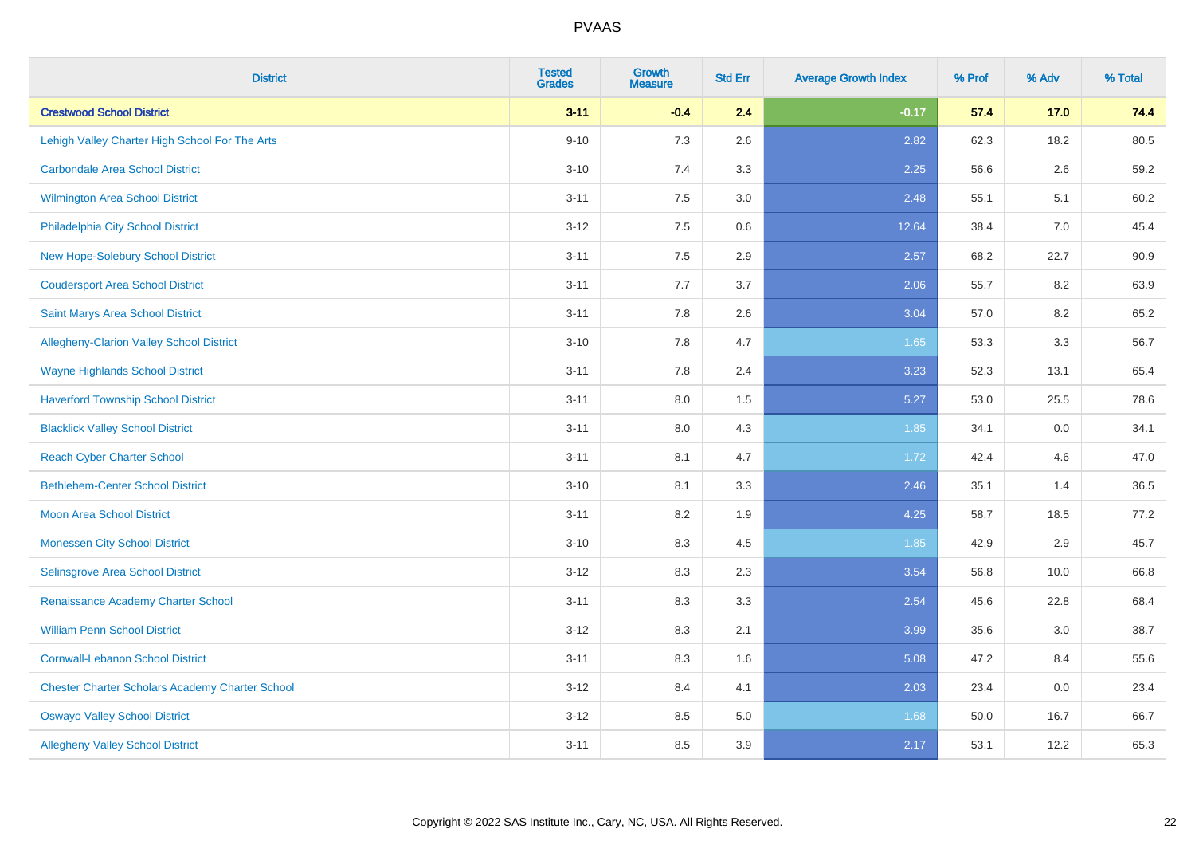| District | Tested Grades | Growth Measure | Std Err | Average Growth Index | % Prof | % Adv | % Total |
|---|---|---|---|---|---|---|---|
| **Crestwood School District** | **3-11** | **-0.4** | **2.4** | **-0.17** | **57.4** | **17.0** | **74.4** |
| Lehigh Valley Charter High School For The Arts | 9-10 | 7.3 | 2.6 | 2.82 | 62.3 | 18.2 | 80.5 |
| Carbondale Area School District | 3-10 | 7.4 | 3.3 | 2.25 | 56.6 | 2.6 | 59.2 |
| Wilmington Area School District | 3-11 | 7.5 | 3.0 | 2.48 | 55.1 | 5.1 | 60.2 |
| Philadelphia City School District | 3-12 | 7.5 | 0.6 | 12.64 | 38.4 | 7.0 | 45.4 |
| New Hope-Solebury School District | 3-11 | 7.5 | 2.9 | 2.57 | 68.2 | 22.7 | 90.9 |
| Coudersport Area School District | 3-11 | 7.7 | 3.7 | 2.06 | 55.7 | 8.2 | 63.9 |
| Saint Marys Area School District | 3-11 | 7.8 | 2.6 | 3.04 | 57.0 | 8.2 | 65.2 |
| Allegheny-Clarion Valley School District | 3-10 | 7.8 | 4.7 | 1.65 | 53.3 | 3.3 | 56.7 |
| Wayne Highlands School District | 3-11 | 7.8 | 2.4 | 3.23 | 52.3 | 13.1 | 65.4 |
| Haverford Township School District | 3-11 | 8.0 | 1.5 | 5.27 | 53.0 | 25.5 | 78.6 |
| Blacklick Valley School District | 3-11 | 8.0 | 4.3 | 1.85 | 34.1 | 0.0 | 34.1 |
| Reach Cyber Charter School | 3-11 | 8.1 | 4.7 | 1.72 | 42.4 | 4.6 | 47.0 |
| Bethlehem-Center School District | 3-10 | 8.1 | 3.3 | 2.46 | 35.1 | 1.4 | 36.5 |
| Moon Area School District | 3-11 | 8.2 | 1.9 | 4.25 | 58.7 | 18.5 | 77.2 |
| Monessen City School District | 3-10 | 8.3 | 4.5 | 1.85 | 42.9 | 2.9 | 45.7 |
| Selinsgrove Area School District | 3-12 | 8.3 | 2.3 | 3.54 | 56.8 | 10.0 | 66.8 |
| Renaissance Academy Charter School | 3-11 | 8.3 | 3.3 | 2.54 | 45.6 | 22.8 | 68.4 |
| William Penn School District | 3-12 | 8.3 | 2.1 | 3.99 | 35.6 | 3.0 | 38.7 |
| Cornwall-Lebanon School District | 3-11 | 8.3 | 1.6 | 5.08 | 47.2 | 8.4 | 55.6 |
| Chester Charter Scholars Academy Charter School | 3-12 | 8.4 | 4.1 | 2.03 | 23.4 | 0.0 | 23.4 |
| Oswayo Valley School District | 3-12 | 8.5 | 5.0 | 1.68 | 50.0 | 16.7 | 66.7 |
| Allegheny Valley School District | 3-11 | 8.5 | 3.9 | 2.17 | 53.1 | 12.2 | 65.3 |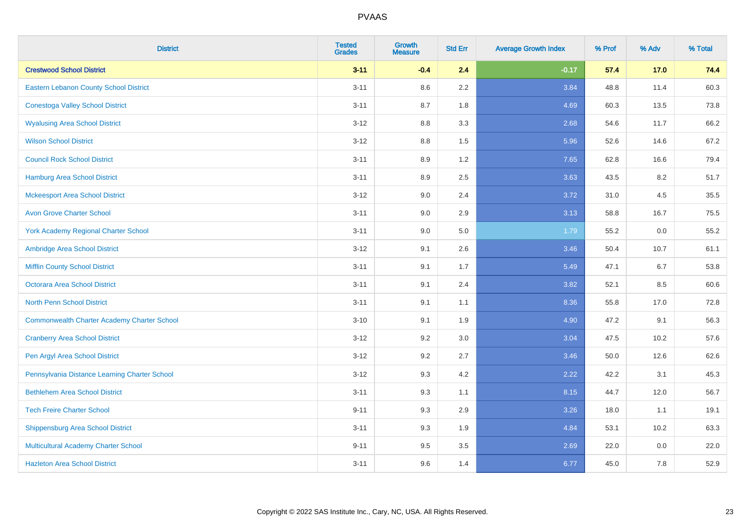# PVAAS

| District | Tested Grades | Growth Measure | Std Err | Average Growth Index | % Prof | % Adv | % Total |
|---|---|---|---|---|---|---|---|
| **Crestwood School District** | **3-11** | **-0.4** | **2.4** | **-0.17** | **57.4** | **17.0** | **74.4** |
| Eastern Lebanon County School District | 3-11 | 8.6 | 2.2 | 3.84 | 48.8 | 11.4 | 60.3 |
| Conestoga Valley School District | 3-11 | 8.7 | 1.8 | 4.69 | 60.3 | 13.5 | 73.8 |
| Wyalusing Area School District | 3-12 | 8.8 | 3.3 | 2.68 | 54.6 | 11.7 | 66.2 |
| Wilson School District | 3-12 | 8.8 | 1.5 | 5.96 | 52.6 | 14.6 | 67.2 |
| Council Rock School District | 3-11 | 8.9 | 1.2 | 7.65 | 62.8 | 16.6 | 79.4 |
| Hamburg Area School District | 3-11 | 8.9 | 2.5 | 3.63 | 43.5 | 8.2 | 51.7 |
| Mckeesport Area School District | 3-12 | 9.0 | 2.4 | 3.72 | 31.0 | 4.5 | 35.5 |
| Avon Grove Charter School | 3-11 | 9.0 | 2.9 | 3.13 | 58.8 | 16.7 | 75.5 |
| York Academy Regional Charter School | 3-11 | 9.0 | 5.0 | 1.79 | 55.2 | 0.0 | 55.2 |
| Ambridge Area School District | 3-12 | 9.1 | 2.6 | 3.46 | 50.4 | 10.7 | 61.1 |
| Mifflin County School District | 3-11 | 9.1 | 1.7 | 5.49 | 47.1 | 6.7 | 53.8 |
| Octorara Area School District | 3-11 | 9.1 | 2.4 | 3.82 | 52.1 | 8.5 | 60.6 |
| North Penn School District | 3-11 | 9.1 | 1.1 | 8.36 | 55.8 | 17.0 | 72.8 |
| Commonwealth Charter Academy Charter School | 3-10 | 9.1 | 1.9 | 4.90 | 47.2 | 9.1 | 56.3 |
| Cranberry Area School District | 3-12 | 9.2 | 3.0 | 3.04 | 47.5 | 10.2 | 57.6 |
| Pen Argyl Area School District | 3-12 | 9.2 | 2.7 | 3.46 | 50.0 | 12.6 | 62.6 |
| Pennsylvania Distance Learning Charter School | 3-12 | 9.3 | 4.2 | 2.22 | 42.2 | 3.1 | 45.3 |
| Bethlehem Area School District | 3-11 | 9.3 | 1.1 | 8.15 | 44.7 | 12.0 | 56.7 |
| Tech Freire Charter School | 9-11 | 9.3 | 2.9 | 3.26 | 18.0 | 1.1 | 19.1 |
| Shippensburg Area School District | 3-11 | 9.3 | 1.9 | 4.84 | 53.1 | 10.2 | 63.3 |
| Multicultural Academy Charter School | 9-11 | 9.5 | 3.5 | 2.69 | 22.0 | 0.0 | 22.0 |
| Hazleton Area School District | 3-11 | 9.6 | 1.4 | 6.77 | 45.0 | 7.8 | 52.9 |

Copyright © 2022 SAS Institute Inc., Cary, NC, USA. All Rights Reserved.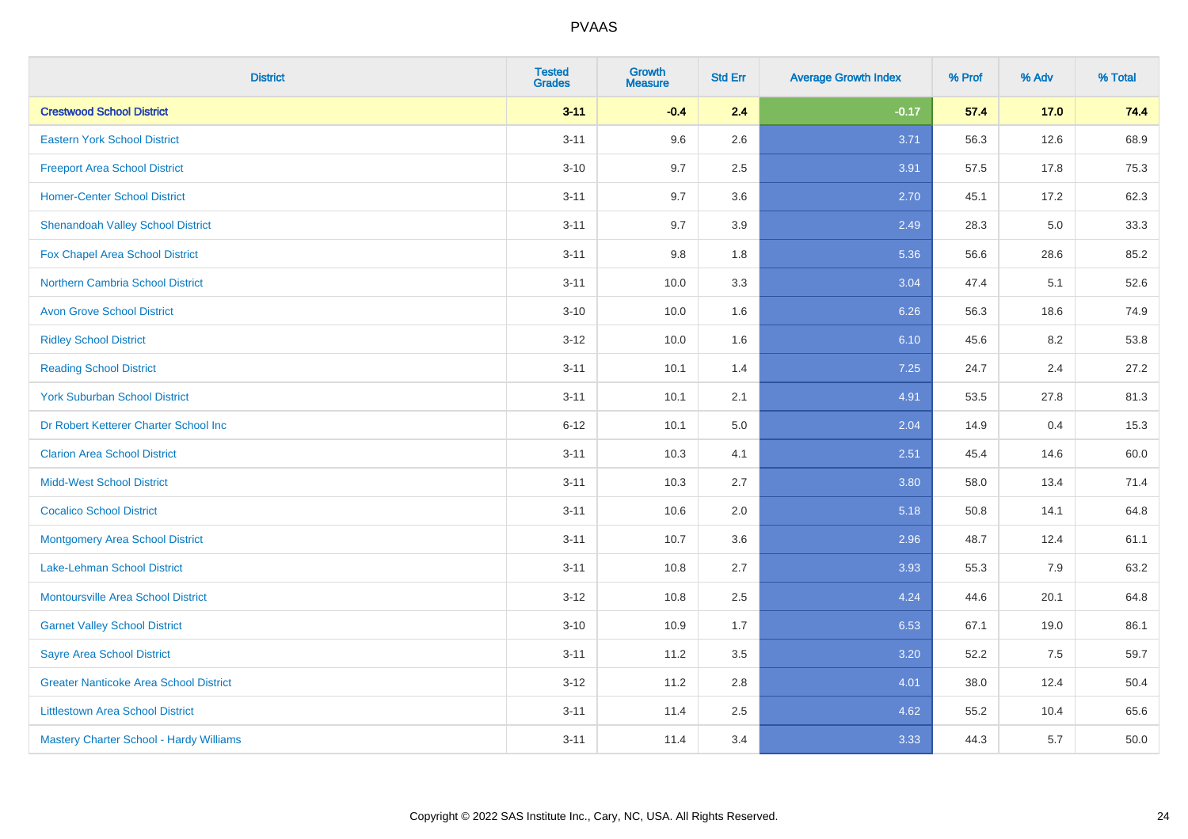# PVAAS

| District | Tested Grades | Growth Measure | Std Err | Average Growth Index | % Prof | % Adv | % Total |
|---|---|---|---|---|---|---|---|
| **Crestwood School District** | **3-11** | **-0.4** | **2.4** | **-0.17** | **57.4** | **17.0** | **74.4** |
| Eastern York School District | 3-11 | 9.6 | 2.6 | 3.71 | 56.3 | 12.6 | 68.9 |
| Freeport Area School District | 3-10 | 9.7 | 2.5 | 3.91 | 57.5 | 17.8 | 75.3 |
| Homer-Center School District | 3-11 | 9.7 | 3.6 | 2.70 | 45.1 | 17.2 | 62.3 |
| Shenandoah Valley School District | 3-11 | 9.7 | 3.9 | 2.49 | 28.3 | 5.0 | 33.3 |
| Fox Chapel Area School District | 3-11 | 9.8 | 1.8 | 5.36 | 56.6 | 28.6 | 85.2 |
| Northern Cambria School District | 3-11 | 10.0 | 3.3 | 3.04 | 47.4 | 5.1 | 52.6 |
| Avon Grove School District | 3-10 | 10.0 | 1.6 | 6.26 | 56.3 | 18.6 | 74.9 |
| Ridley School District | 3-12 | 10.0 | 1.6 | 6.10 | 45.6 | 8.2 | 53.8 |
| Reading School District | 3-11 | 10.1 | 1.4 | 7.25 | 24.7 | 2.4 | 27.2 |
| York Suburban School District | 3-11 | 10.1 | 2.1 | 4.91 | 53.5 | 27.8 | 81.3 |
| Dr Robert Ketterer Charter School Inc | 6-12 | 10.1 | 5.0 | 2.04 | 14.9 | 0.4 | 15.3 |
| Clarion Area School District | 3-11 | 10.3 | 4.1 | 2.51 | 45.4 | 14.6 | 60.0 |
| Midd-West School District | 3-11 | 10.3 | 2.7 | 3.80 | 58.0 | 13.4 | 71.4 |
| Cocalico School District | 3-11 | 10.6 | 2.0 | 5.18 | 50.8 | 14.1 | 64.8 |
| Montgomery Area School District | 3-11 | 10.7 | 3.6 | 2.96 | 48.7 | 12.4 | 61.1 |
| Lake-Lehman School District | 3-11 | 10.8 | 2.7 | 3.93 | 55.3 | 7.9 | 63.2 |
| Montoursville Area School District | 3-12 | 10.8 | 2.5 | 4.24 | 44.6 | 20.1 | 64.8 |
| Garnet Valley School District | 3-10 | 10.9 | 1.7 | 6.53 | 67.1 | 19.0 | 86.1 |
| Sayre Area School District | 3-11 | 11.2 | 3.5 | 3.20 | 52.2 | 7.5 | 59.7 |
| Greater Nanticoke Area School District | 3-12 | 11.2 | 2.8 | 4.01 | 38.0 | 12.4 | 50.4 |
| Littlestown Area School District | 3-11 | 11.4 | 2.5 | 4.62 | 55.2 | 10.4 | 65.6 |
| Mastery Charter School - Hardy Williams | 3-11 | 11.4 | 3.4 | 3.33 | 44.3 | 5.7 | 50.0 |

Copyright © 2022 SAS Institute Inc., Cary, NC, USA. All Rights Reserved.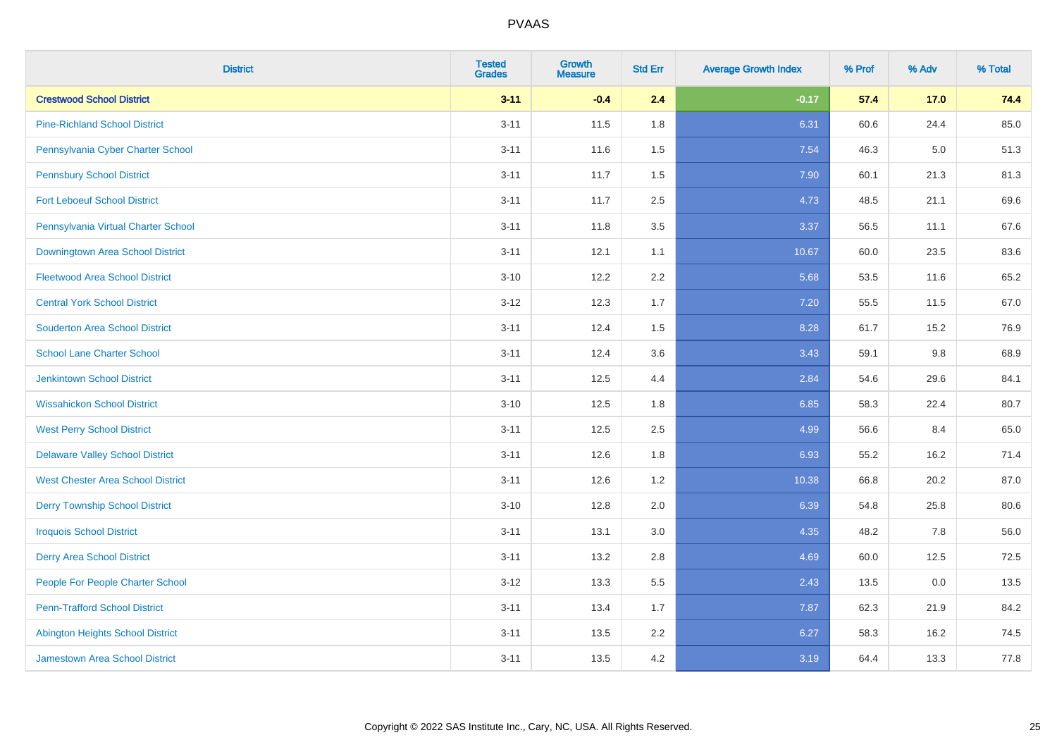| District | Tested Grades | Growth Measure | Std Err | Average Growth Index | % Prof | % Adv | % Total |
|---|---|---|---|---|---|---|---|
| **Crestwood School District** | **3-11** | **-0.4** | **2.4** | **-0.17** | **57.4** | **17.0** | **74.4** |
| Pine-Richland School District | 3-11 | 11.5 | 1.8 | 6.31 | 60.6 | 24.4 | 85.0 |
| Pennsylvania Cyber Charter School | 3-11 | 11.6 | 1.5 | 7.54 | 46.3 | 5.0 | 51.3 |
| Pennsbury School District | 3-11 | 11.7 | 1.5 | 7.90 | 60.1 | 21.3 | 81.3 |
| Fort Leboeuf School District | 3-11 | 11.7 | 2.5 | 4.73 | 48.5 | 21.1 | 69.6 |
| Pennsylvania Virtual Charter School | 3-11 | 11.8 | 3.5 | 3.37 | 56.5 | 11.1 | 67.6 |
| Downingtown Area School District | 3-11 | 12.1 | 1.1 | 10.67 | 60.0 | 23.5 | 83.6 |
| Fleetwood Area School District | 3-10 | 12.2 | 2.2 | 5.68 | 53.5 | 11.6 | 65.2 |
| Central York School District | 3-12 | 12.3 | 1.7 | 7.20 | 55.5 | 11.5 | 67.0 |
| Souderton Area School District | 3-11 | 12.4 | 1.5 | 8.28 | 61.7 | 15.2 | 76.9 |
| School Lane Charter School | 3-11 | 12.4 | 3.6 | 3.43 | 59.1 | 9.8 | 68.9 |
| Jenkintown School District | 3-11 | 12.5 | 4.4 | 2.84 | 54.6 | 29.6 | 84.1 |
| Wissahickon School District | 3-10 | 12.5 | 1.8 | 6.85 | 58.3 | 22.4 | 80.7 |
| West Perry School District | 3-11 | 12.5 | 2.5 | 4.99 | 56.6 | 8.4 | 65.0 |
| Delaware Valley School District | 3-11 | 12.6 | 1.8 | 6.93 | 55.2 | 16.2 | 71.4 |
| West Chester Area School District | 3-11 | 12.6 | 1.2 | 10.38 | 66.8 | 20.2 | 87.0 |
| Derry Township School District | 3-10 | 12.8 | 2.0 | 6.39 | 54.8 | 25.8 | 80.6 |
| Iroquois School District | 3-11 | 13.1 | 3.0 | 4.35 | 48.2 | 7.8 | 56.0 |
| Derry Area School District | 3-11 | 13.2 | 2.8 | 4.69 | 60.0 | 12.5 | 72.5 |
| People For People Charter School | 3-12 | 13.3 | 5.5 | 2.43 | 13.5 | 0.0 | 13.5 |
| Penn-Trafford School District | 3-11 | 13.4 | 1.7 | 7.87 | 62.3 | 21.9 | 84.2 |
| Abington Heights School District | 3-11 | 13.5 | 2.2 | 6.27 | 58.3 | 16.2 | 74.5 |
| Jamestown Area School District | 3-11 | 13.5 | 4.2 | 3.19 | 64.4 | 13.3 | 77.8 |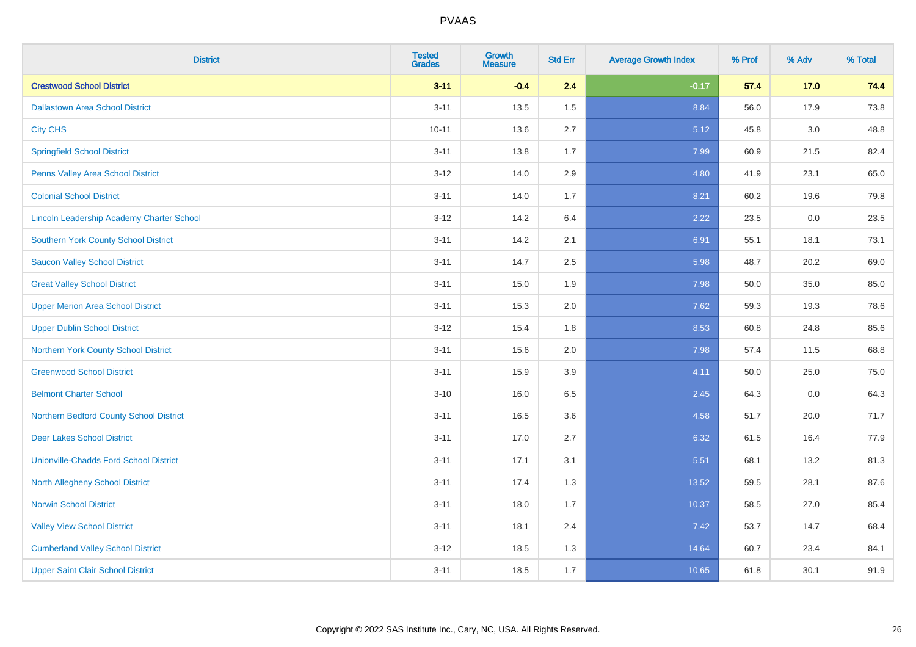| District | Tested Grades | Growth Measure | Std Err | Average Growth Index | % Prof | % Adv | % Total |
|---|---|---|---|---|---|---|---|
| **Crestwood School District** | **3-11** | **-0.4** | **2.4** | **-0.17** | **57.4** | **17.0** | **74.4** |
| Dallastown Area School District | 3-11 | 13.5 | 1.5 | 8.84 | 56.0 | 17.9 | 73.8 |
| City CHS | 10-11 | 13.6 | 2.7 | 5.12 | 45.8 | 3.0 | 48.8 |
| Springfield School District | 3-11 | 13.8 | 1.7 | 7.99 | 60.9 | 21.5 | 82.4 |
| Penns Valley Area School District | 3-12 | 14.0 | 2.9 | 4.80 | 41.9 | 23.1 | 65.0 |
| Colonial School District | 3-11 | 14.0 | 1.7 | 8.21 | 60.2 | 19.6 | 79.8 |
| Lincoln Leadership Academy Charter School | 3-12 | 14.2 | 6.4 | 2.22 | 23.5 | 0.0 | 23.5 |
| Southern York County School District | 3-11 | 14.2 | 2.1 | 6.91 | 55.1 | 18.1 | 73.1 |
| Saucon Valley School District | 3-11 | 14.7 | 2.5 | 5.98 | 48.7 | 20.2 | 69.0 |
| Great Valley School District | 3-11 | 15.0 | 1.9 | 7.98 | 50.0 | 35.0 | 85.0 |
| Upper Merion Area School District | 3-11 | 15.3 | 2.0 | 7.62 | 59.3 | 19.3 | 78.6 |
| Upper Dublin School District | 3-12 | 15.4 | 1.8 | 8.53 | 60.8 | 24.8 | 85.6 |
| Northern York County School District | 3-11 | 15.6 | 2.0 | 7.98 | 57.4 | 11.5 | 68.8 |
| Greenwood School District | 3-11 | 15.9 | 3.9 | 4.11 | 50.0 | 25.0 | 75.0 |
| Belmont Charter School | 3-10 | 16.0 | 6.5 | 2.45 | 64.3 | 0.0 | 64.3 |
| Northern Bedford County School District | 3-11 | 16.5 | 3.6 | 4.58 | 51.7 | 20.0 | 71.7 |
| Deer Lakes School District | 3-11 | 17.0 | 2.7 | 6.32 | 61.5 | 16.4 | 77.9 |
| Unionville-Chadds Ford School District | 3-11 | 17.1 | 3.1 | 5.51 | 68.1 | 13.2 | 81.3 |
| North Allegheny School District | 3-11 | 17.4 | 1.3 | 13.52 | 59.5 | 28.1 | 87.6 |
| Norwin School District | 3-11 | 18.0 | 1.7 | 10.37 | 58.5 | 27.0 | 85.4 |
| Valley View School District | 3-11 | 18.1 | 2.4 | 7.42 | 53.7 | 14.7 | 68.4 |
| Cumberland Valley School District | 3-12 | 18.5 | 1.3 | 14.64 | 60.7 | 23.4 | 84.1 |
| Upper Saint Clair School District | 3-11 | 18.5 | 1.7 | 10.65 | 61.8 | 30.1 | 91.9 |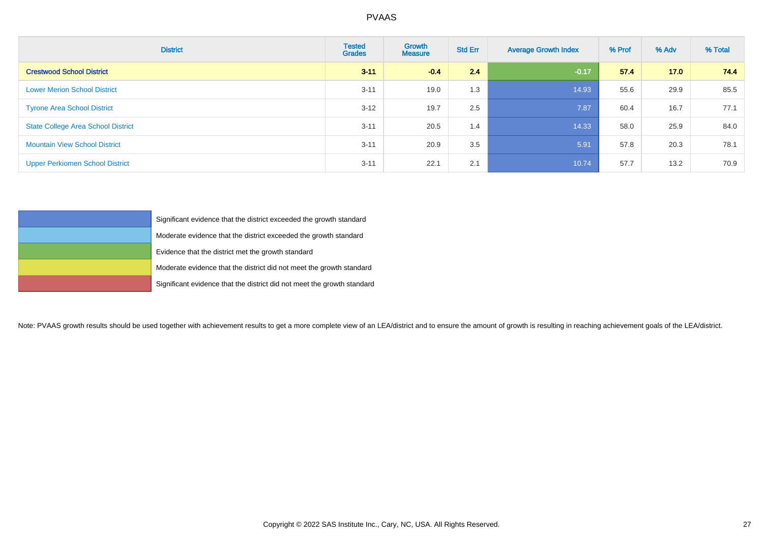# PVAAS

| District | Tested Grades | Growth Measure | Std Err | Average Growth Index | % Prof | % Adv | % Total |
|---|---|---|---|---|---|---|---|
| **Crestwood School District** | **3-11** | **-0.4** | **2.4** | **-0.17** | **57.4** | **17.0** | **74.4** |
| Lower Merion School District | 3-11 | 19.0 | 1.3 | 14.93 | 55.6 | 29.9 | 85.5 |
| Tyrone Area School District | 3-12 | 19.7 | 2.5 | 7.87 | 60.4 | 16.7 | 77.1 |
| State College Area School District | 3-11 | 20.5 | 1.4 | 14.33 | 58.0 | 25.9 | 84.0 |
| Mountain View School District | 3-11 | 20.9 | 3.5 | 5.91 | 57.8 | 20.3 | 78.1 |
| Upper Perkiomen School District | 3-11 | 22.1 | 2.1 | 10.74 | 57.7 | 13.2 | 70.9 |

Significant evidence that the district exceeded the growth standard

Moderate evidence that the district exceeded the growth standard

Evidence that the district met the growth standard

Moderate evidence that the district did not meet the growth standard

Significant evidence that the district did not meet the growth standard

Note: PVAAS growth results should be used together with achievement results to get a more complete view of an LEA/district and to ensure the amount of growth is resulting in reaching achievement goals of the LEA/district.

Copyright © 2022 SAS Institute Inc., Cary, NC, USA. All Rights Reserved.